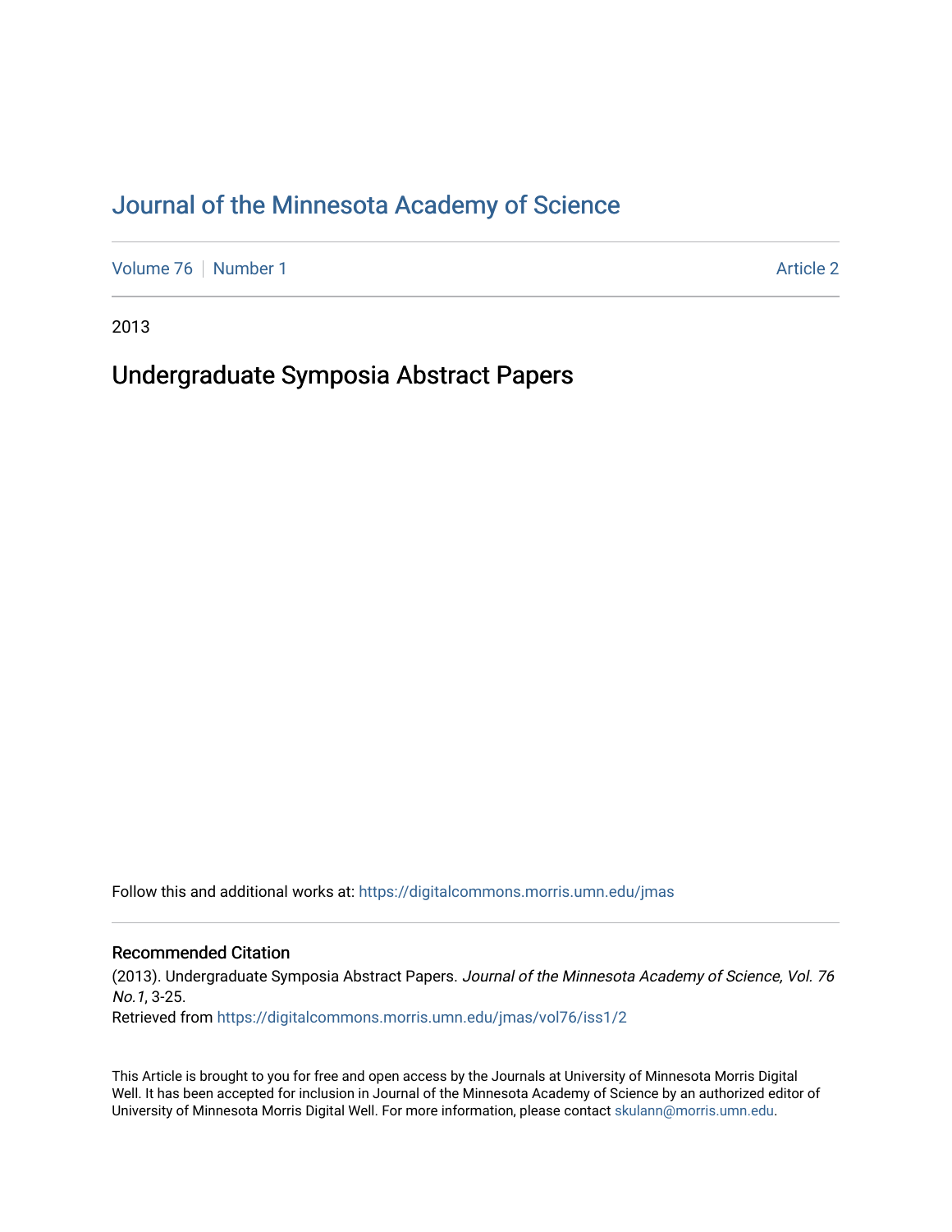# Journal of the Minnesota Academy of Science

Volume 76 | Number 1 Article 2

2013

## Undergraduate Symposia Abstract Papers

Follow this and additional works at: https://digitalcommons.morris.umn.edu/jmas

### Recommended Citation

(2013). Undergraduate Symposia Abstract Papers. *Journal of the Minnesota Academy of Science, Vol. 76 No.1*, 3-25.
Retrieved from https://digitalcommons.morris.umn.edu/jmas/vol76/iss1/2

This Article is brought to you for free and open access by the Journals at University of Minnesota Morris Digital Well. It has been accepted for inclusion in Journal of the Minnesota Academy of Science by an authorized editor of University of Minnesota Morris Digital Well. For more information, please contact skulann@morris.umn.edu.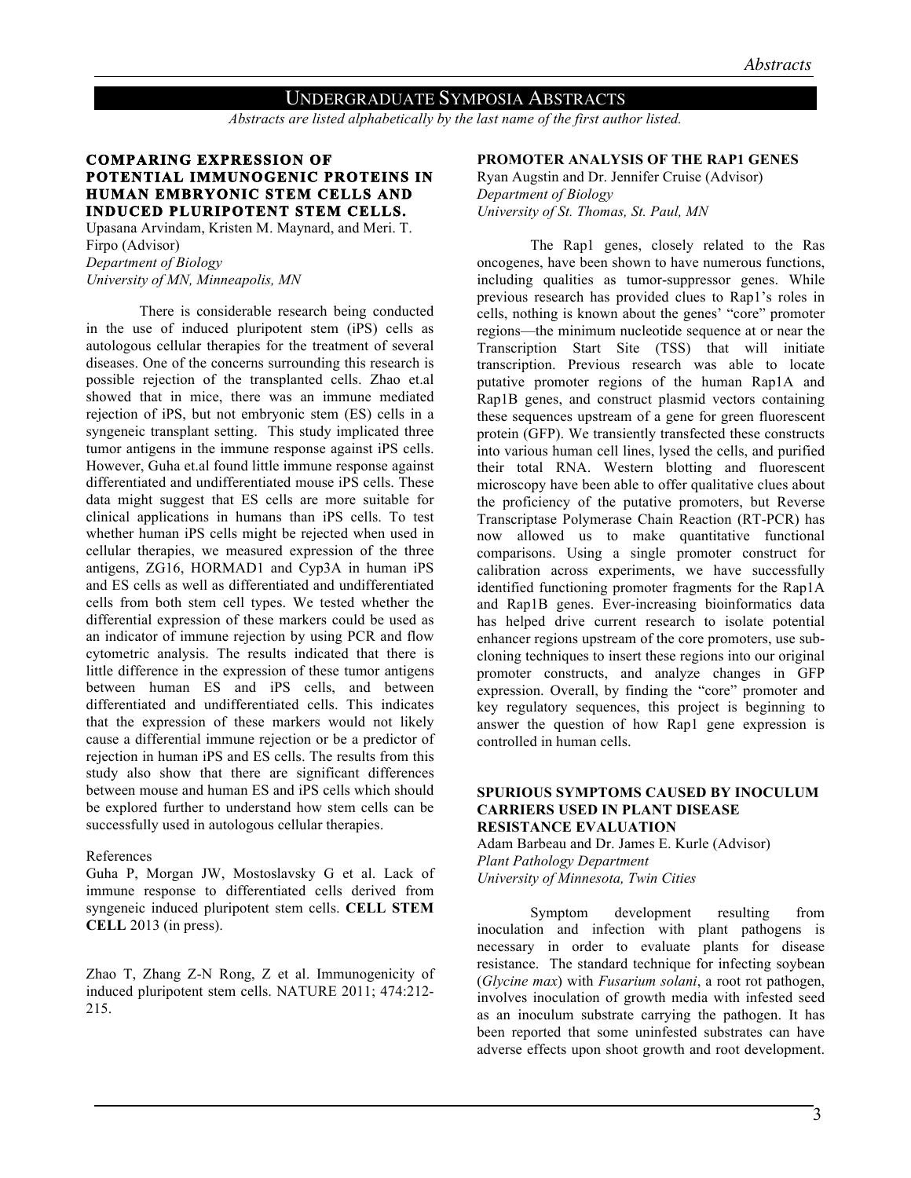## UNDERGRADUATE SYMPOSIA ABSTRACTS

*Abstracts are listed alphabetically by the last name of the first author listed.*

### COMPARING EXPRESSION OF POTENTIAL IMMUNOGENIC PROTEINS IN HUMAN EMBRYONIC STEM CELLS AND INDUCED PLURIPOTENT STEM CELLS.

Upasana Arvindam, Kristen M. Maynard, and Meri. T. Firpo (Advisor)
*Department of Biology*
*University of MN, Minneapolis, MN*

There is considerable research being conducted in the use of induced pluripotent stem (iPS) cells as autologous cellular therapies for the treatment of several diseases. One of the concerns surrounding this research is possible rejection of the transplanted cells. Zhao et.al showed that in mice, there was an immune mediated rejection of iPS, but not embryonic stem (ES) cells in a syngeneic transplant setting. This study implicated three tumor antigens in the immune response against iPS cells. However, Guha et.al found little immune response against differentiated and undifferentiated mouse iPS cells. These data might suggest that ES cells are more suitable for clinical applications in humans than iPS cells. To test whether human iPS cells might be rejected when used in cellular therapies, we measured expression of the three antigens, ZG16, HORMAD1 and Cyp3A in human iPS and ES cells as well as differentiated and undifferentiated cells from both stem cell types. We tested whether the differential expression of these markers could be used as an indicator of immune rejection by using PCR and flow cytometric analysis. The results indicated that there is little difference in the expression of these tumor antigens between human ES and iPS cells, and between differentiated and undifferentiated cells. This indicates that the expression of these markers would not likely cause a differential immune rejection or be a predictor of rejection in human iPS and ES cells. The results from this study also show that there are significant differences between mouse and human ES and iPS cells which should be explored further to understand how stem cells can be successfully used in autologous cellular therapies.

References

Guha P, Morgan JW, Mostoslavsky G et al. Lack of immune response to differentiated cells derived from syngeneic induced pluripotent stem cells. **CELL STEM CELL** 2013 (in press).

Zhao T, Zhang Z-N Rong, Z et al. Immunogenicity of induced pluripotent stem cells. NATURE 2011; 474:212-215.

### PROMOTER ANALYSIS OF THE RAP1 GENES

Ryan Augstin and Dr. Jennifer Cruise (Advisor)
*Department of Biology*
*University of St. Thomas, St. Paul, MN*

The Rap1 genes, closely related to the Ras oncogenes, have been shown to have numerous functions, including qualities as tumor-suppressor genes. While previous research has provided clues to Rap1's roles in cells, nothing is known about the genes' "core" promoter regions—the minimum nucleotide sequence at or near the Transcription Start Site (TSS) that will initiate transcription. Previous research was able to locate putative promoter regions of the human Rap1A and Rap1B genes, and construct plasmid vectors containing these sequences upstream of a gene for green fluorescent protein (GFP). We transiently transfected these constructs into various human cell lines, lysed the cells, and purified their total RNA. Western blotting and fluorescent microscopy have been able to offer qualitative clues about the proficiency of the putative promoters, but Reverse Transcriptase Polymerase Chain Reaction (RT-PCR) has now allowed us to make quantitative functional comparisons. Using a single promoter construct for calibration across experiments, we have successfully identified functioning promoter fragments for the Rap1A and Rap1B genes. Ever-increasing bioinformatics data has helped drive current research to isolate potential enhancer regions upstream of the core promoters, use sub-cloning techniques to insert these regions into our original promoter constructs, and analyze changes in GFP expression. Overall, by finding the "core" promoter and key regulatory sequences, this project is beginning to answer the question of how Rap1 gene expression is controlled in human cells.

### SPURIOUS SYMPTOMS CAUSED BY INOCULUM CARRIERS USED IN PLANT DISEASE RESISTANCE EVALUATION

Adam Barbeau and Dr. James E. Kurle (Advisor)
*Plant Pathology Department*
*University of Minnesota, Twin Cities*

Symptom development resulting from inoculation and infection with plant pathogens is necessary in order to evaluate plants for disease resistance. The standard technique for infecting soybean (*Glycine max*) with *Fusarium solani*, a root rot pathogen, involves inoculation of growth media with infested seed as an inoculum substrate carrying the pathogen. It has been reported that some uninfested substrates can have adverse effects upon shoot growth and root development.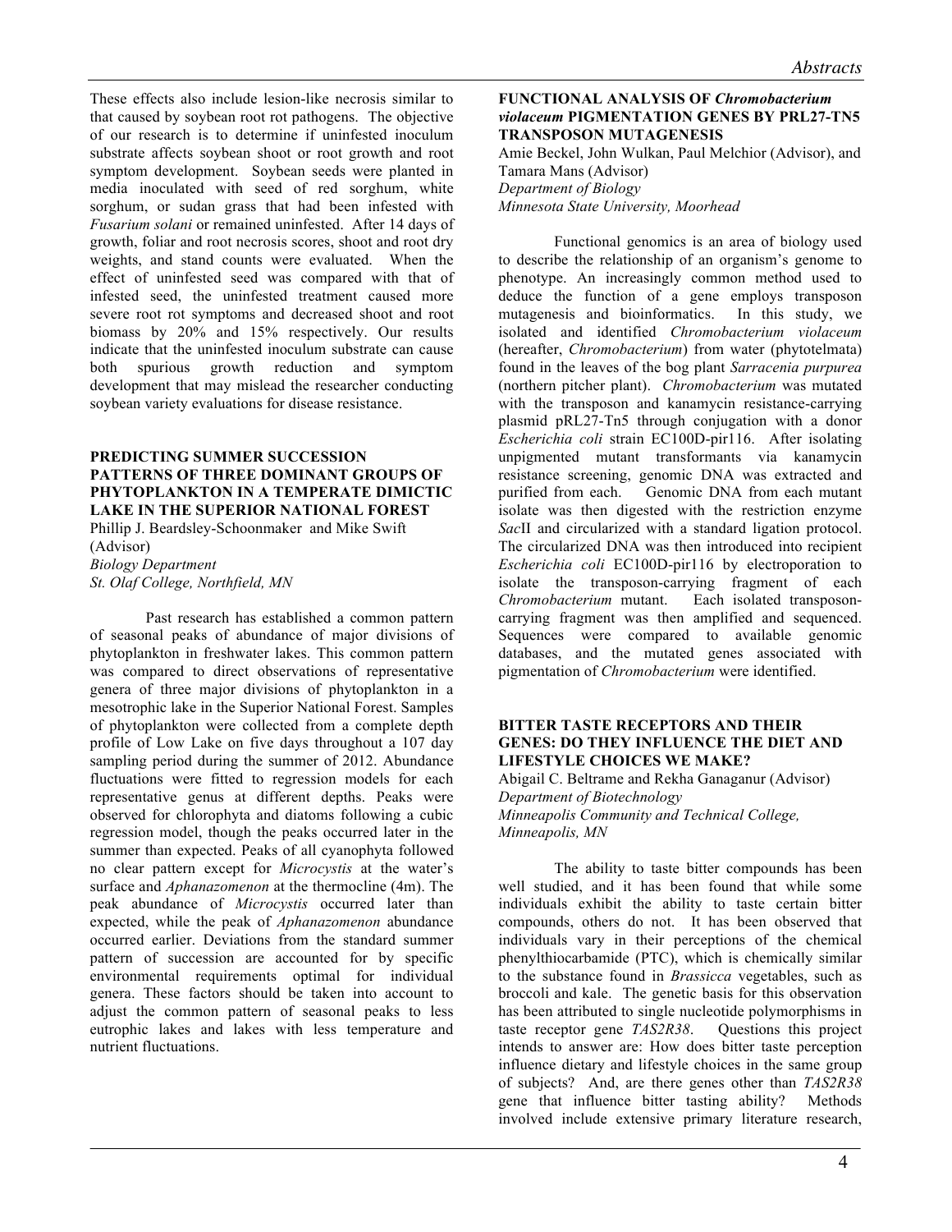These effects also include lesion-like necrosis similar to that caused by soybean root rot pathogens. The objective of our research is to determine if uninfested inoculum substrate affects soybean shoot or root growth and root symptom development. Soybean seeds were planted in media inoculated with seed of red sorghum, white sorghum, or sudan grass that had been infested with *Fusarium solani* or remained uninfested. After 14 days of growth, foliar and root necrosis scores, shoot and root dry weights, and stand counts were evaluated. When the effect of uninfested seed was compared with that of infested seed, the uninfested treatment caused more severe root rot symptoms and decreased shoot and root biomass by 20% and 15% respectively. Our results indicate that the uninfested inoculum substrate can cause both spurious growth reduction and symptom development that may mislead the researcher conducting soybean variety evaluations for disease resistance.

## PREDICTING SUMMER SUCCESSION PATTERNS OF THREE DOMINANT GROUPS OF PHYTOPLANKTON IN A TEMPERATE DIMICTIC LAKE IN THE SUPERIOR NATIONAL FOREST

Phillip J. Beardsley-Schoonmaker and Mike Swift (Advisor)
*Biology Department*
*St. Olaf College, Northfield, MN*

Past research has established a common pattern of seasonal peaks of abundance of major divisions of phytoplankton in freshwater lakes. This common pattern was compared to direct observations of representative genera of three major divisions of phytoplankton in a mesotrophic lake in the Superior National Forest. Samples of phytoplankton were collected from a complete depth profile of Low Lake on five days throughout a 107 day sampling period during the summer of 2012. Abundance fluctuations were fitted to regression models for each representative genus at different depths. Peaks were observed for chlorophyta and diatoms following a cubic regression model, though the peaks occurred later in the summer than expected. Peaks of all cyanophyta followed no clear pattern except for *Microcystis* at the water's surface and *Aphanazomenon* at the thermocline (4m). The peak abundance of *Microcystis* occurred later than expected, while the peak of *Aphanazomenon* abundance occurred earlier. Deviations from the standard summer pattern of succession are accounted for by specific environmental requirements optimal for individual genera. These factors should be taken into account to adjust the common pattern of seasonal peaks to less eutrophic lakes and lakes with less temperature and nutrient fluctuations.

## FUNCTIONAL ANALYSIS OF *Chromobacterium violaceum* PIGMENTATION GENES BY PRL27-TN5 TRANSPOSON MUTAGENESIS

Amie Beckel, John Wulkan, Paul Melchior (Advisor), and Tamara Mans (Advisor)
*Department of Biology*
*Minnesota State University, Moorhead*

Functional genomics is an area of biology used to describe the relationship of an organism's genome to phenotype. An increasingly common method used to deduce the function of a gene employs transposon mutagenesis and bioinformatics. In this study, we isolated and identified *Chromobacterium violaceum* (hereafter, *Chromobacterium*) from water (phytotelmata) found in the leaves of the bog plant *Sarracenia purpurea* (northern pitcher plant). *Chromobacterium* was mutated with the transposon and kanamycin resistance-carrying plasmid pRL27-Tn5 through conjugation with a donor *Escherichia coli* strain EC100D-pir116. After isolating unpigmented mutant transformants via kanamycin resistance screening, genomic DNA was extracted and purified from each. Genomic DNA from each mutant isolate was then digested with the restriction enzyme *Sac*II and circularized with a standard ligation protocol. The circularized DNA was then introduced into recipient *Escherichia coli* EC100D-pir116 by electroporation to isolate the transposon-carrying fragment of each *Chromobacterium* mutant. Each isolated transposon-carrying fragment was then amplified and sequenced. Sequences were compared to available genomic databases, and the mutated genes associated with pigmentation of *Chromobacterium* were identified.

## BITTER TASTE RECEPTORS AND THEIR GENES: DO THEY INFLUENCE THE DIET AND LIFESTYLE CHOICES WE MAKE?

Abigail C. Beltrame and Rekha Ganaganur (Advisor)
*Department of Biotechnology*
*Minneapolis Community and Technical College, Minneapolis, MN*

The ability to taste bitter compounds has been well studied, and it has been found that while some individuals exhibit the ability to taste certain bitter compounds, others do not. It has been observed that individuals vary in their perceptions of the chemical phenylthiocarbamide (PTC), which is chemically similar to the substance found in *Brassicca* vegetables, such as broccoli and kale. The genetic basis for this observation has been attributed to single nucleotide polymorphisms in taste receptor gene *TAS2R38*. Questions this project intends to answer are: How does bitter taste perception influence dietary and lifestyle choices in the same group of subjects? And, are there genes other than *TAS2R38* gene that influence bitter tasting ability? Methods involved include extensive primary literature research,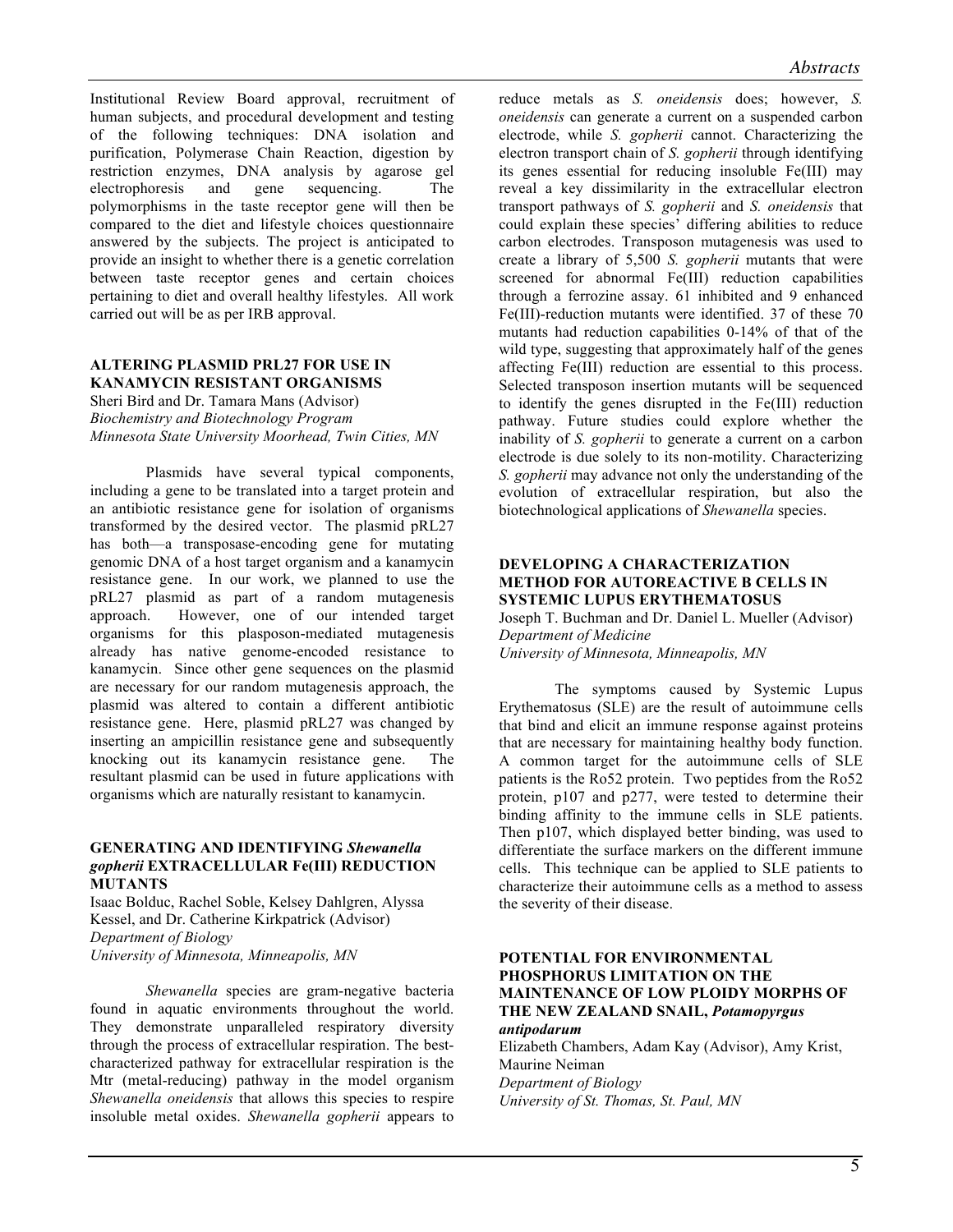Institutional Review Board approval, recruitment of human subjects, and procedural development and testing of the following techniques: DNA isolation and purification, Polymerase Chain Reaction, digestion by restriction enzymes, DNA analysis by agarose gel electrophoresis and gene sequencing. The polymorphisms in the taste receptor gene will then be compared to the diet and lifestyle choices questionnaire answered by the subjects. The project is anticipated to provide an insight to whether there is a genetic correlation between taste receptor genes and certain choices pertaining to diet and overall healthy lifestyles. All work carried out will be as per IRB approval.

### ALTERING PLASMID PRL27 FOR USE IN KANAMYCIN RESISTANT ORGANISMS

Sheri Bird and Dr. Tamara Mans (Advisor)
*Biochemistry and Biotechnology Program*
*Minnesota State University Moorhead, Twin Cities, MN*

Plasmids have several typical components, including a gene to be translated into a target protein and an antibiotic resistance gene for isolation of organisms transformed by the desired vector. The plasmid pRL27 has both—a transposase-encoding gene for mutating genomic DNA of a host target organism and a kanamycin resistance gene. In our work, we planned to use the pRL27 plasmid as part of a random mutagenesis approach. However, one of our intended target organisms for this plasposon-mediated mutagenesis already has native genome-encoded resistance to kanamycin. Since other gene sequences on the plasmid are necessary for our random mutagenesis approach, the plasmid was altered to contain a different antibiotic resistance gene. Here, plasmid pRL27 was changed by inserting an ampicillin resistance gene and subsequently knocking out its kanamycin resistance gene. The resultant plasmid can be used in future applications with organisms which are naturally resistant to kanamycin.

### GENERATING AND IDENTIFYING *Shewanella gopherii* EXTRACELLULAR Fe(III) REDUCTION MUTANTS

Isaac Bolduc, Rachel Soble, Kelsey Dahlgren, Alyssa Kessel, and Dr. Catherine Kirkpatrick (Advisor)
*Department of Biology*
*University of Minnesota, Minneapolis, MN*

*Shewanella* species are gram-negative bacteria found in aquatic environments throughout the world. They demonstrate unparalleled respiratory diversity through the process of extracellular respiration. The best-characterized pathway for extracellular respiration is the Mtr (metal-reducing) pathway in the model organism *Shewanella oneidensis* that allows this species to respire insoluble metal oxides. *Shewanella gopherii* appears to reduce metals as *S. oneidensis* does; however, *S. oneidensis* can generate a current on a suspended carbon electrode, while *S. gopherii* cannot. Characterizing the electron transport chain of *S. gopherii* through identifying its genes essential for reducing insoluble Fe(III) may reveal a key dissimilarity in the extracellular electron transport pathways of *S. gopherii* and *S. oneidensis* that could explain these species' differing abilities to reduce carbon electrodes. Transposon mutagenesis was used to create a library of 5,500 *S. gopherii* mutants that were screened for abnormal Fe(III) reduction capabilities through a ferrozine assay. 61 inhibited and 9 enhanced Fe(III)-reduction mutants were identified. 37 of these 70 mutants had reduction capabilities 0-14% of that of the wild type, suggesting that approximately half of the genes affecting Fe(III) reduction are essential to this process. Selected transposon insertion mutants will be sequenced to identify the genes disrupted in the Fe(III) reduction pathway. Future studies could explore whether the inability of *S. gopherii* to generate a current on a carbon electrode is due solely to its non-motility. Characterizing *S. gopherii* may advance not only the understanding of the evolution of extracellular respiration, but also the biotechnological applications of *Shewanella* species.

### DEVELOPING A CHARACTERIZATION METHOD FOR AUTOREACTIVE B CELLS IN SYSTEMIC LUPUS ERYTHEMATOSUS

Joseph T. Buchman and Dr. Daniel L. Mueller (Advisor)
*Department of Medicine*
*University of Minnesota, Minneapolis, MN*

The symptoms caused by Systemic Lupus Erythematosus (SLE) are the result of autoimmune cells that bind and elicit an immune response against proteins that are necessary for maintaining healthy body function. A common target for the autoimmune cells of SLE patients is the Ro52 protein. Two peptides from the Ro52 protein, p107 and p277, were tested to determine their binding affinity to the immune cells in SLE patients. Then p107, which displayed better binding, was used to differentiate the surface markers on the different immune cells. This technique can be applied to SLE patients to characterize their autoimmune cells as a method to assess the severity of their disease.

### POTENTIAL FOR ENVIRONMENTAL PHOSPHORUS LIMITATION ON THE MAINTENANCE OF LOW PLOIDY MORPHS OF THE NEW ZEALAND SNAIL, *Potamopyrgus antipodarum*

Elizabeth Chambers, Adam Kay (Advisor), Amy Krist, Maurine Neiman
*Department of Biology*
*University of St. Thomas, St. Paul, MN*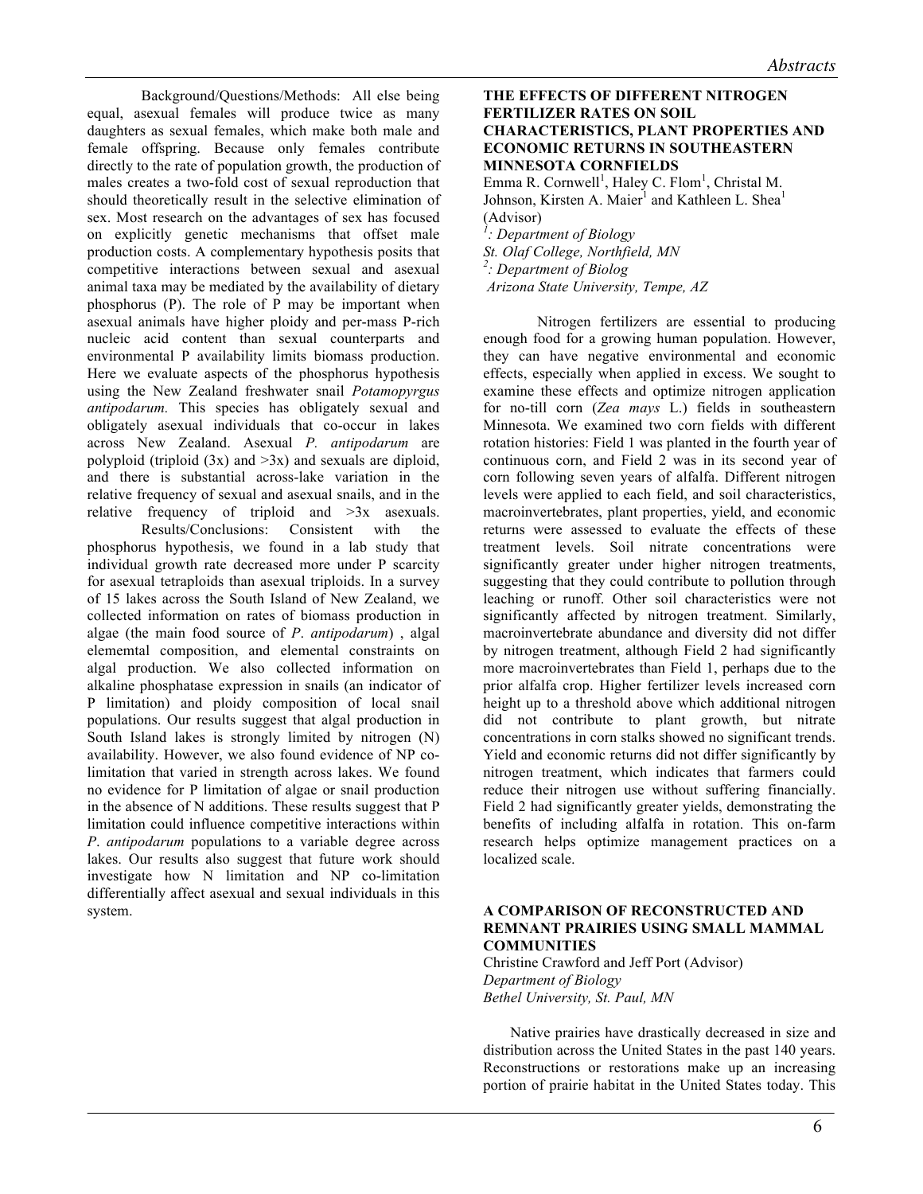Background/Questions/Methods: All else being equal, asexual females will produce twice as many daughters as sexual females, which make both male and female offspring. Because only females contribute directly to the rate of population growth, the production of males creates a two-fold cost of sexual reproduction that should theoretically result in the selective elimination of sex. Most research on the advantages of sex has focused on explicitly genetic mechanisms that offset male production costs. A complementary hypothesis posits that competitive interactions between sexual and asexual animal taxa may be mediated by the availability of dietary phosphorus (P). The role of P may be important when asexual animals have higher ploidy and per-mass P-rich nucleic acid content than sexual counterparts and environmental P availability limits biomass production. Here we evaluate aspects of the phosphorus hypothesis using the New Zealand freshwater snail *Potamopyrgus antipodarum.* This species has obligately sexual and obligately asexual individuals that co-occur in lakes across New Zealand. Asexual *P. antipodarum* are polyploid (triploid (3x) and >3x) and sexuals are diploid, and there is substantial across-lake variation in the relative frequency of sexual and asexual snails, and in the relative frequency of triploid and >3x asexuals.

Results/Conclusions: Consistent with the phosphorus hypothesis, we found in a lab study that individual growth rate decreased more under P scarcity for asexual tetraploids than asexual triploids. In a survey of 15 lakes across the South Island of New Zealand, we collected information on rates of biomass production in algae (the main food source of *P. antipodarum*) , algal elememtal composition, and elemental constraints on algal production. We also collected information on alkaline phosphatase expression in snails (an indicator of P limitation) and ploidy composition of local snail populations. Our results suggest that algal production in South Island lakes is strongly limited by nitrogen (N) availability. However, we also found evidence of NP co-limitation that varied in strength across lakes. We found no evidence for P limitation of algae or snail production in the absence of N additions. These results suggest that P limitation could influence competitive interactions within *P. antipodarum* populations to a variable degree across lakes. Our results also suggest that future work should investigate how N limitation and NP co-limitation differentially affect asexual and sexual individuals in this system.

### THE EFFECTS OF DIFFERENT NITROGEN FERTILIZER RATES ON SOIL CHARACTERISTICS, PLANT PROPERTIES AND ECONOMIC RETURNS IN SOUTHEASTERN MINNESOTA CORNFIELDS

Emma R. Cornwell[1], Haley C. Flom[1], Christal M. Johnson, Kirsten A. Maier[1] and Kathleen L. Shea[1] (Advisor)

*[1]: Department of Biology*
*St. Olaf College, Northfield, MN*
*[2]: Department of Biolog*
*Arizona State University, Tempe, AZ*

Nitrogen fertilizers are essential to producing enough food for a growing human population. However, they can have negative environmental and economic effects, especially when applied in excess. We sought to examine these effects and optimize nitrogen application for no-till corn (*Zea mays* L.) fields in southeastern Minnesota. We examined two corn fields with different rotation histories: Field 1 was planted in the fourth year of continuous corn, and Field 2 was in its second year of corn following seven years of alfalfa. Different nitrogen levels were applied to each field, and soil characteristics, macroinvertebrates, plant properties, yield, and economic returns were assessed to evaluate the effects of these treatment levels. Soil nitrate concentrations were significantly greater under higher nitrogen treatments, suggesting that they could contribute to pollution through leaching or runoff. Other soil characteristics were not significantly affected by nitrogen treatment. Similarly, macroinvertebrate abundance and diversity did not differ by nitrogen treatment, although Field 2 had significantly more macroinvertebrates than Field 1, perhaps due to the prior alfalfa crop. Higher fertilizer levels increased corn height up to a threshold above which additional nitrogen did not contribute to plant growth, but nitrate concentrations in corn stalks showed no significant trends. Yield and economic returns did not differ significantly by nitrogen treatment, which indicates that farmers could reduce their nitrogen use without suffering financially. Field 2 had significantly greater yields, demonstrating the benefits of including alfalfa in rotation. This on-farm research helps optimize management practices on a localized scale.

### A COMPARISON OF RECONSTRUCTED AND REMNANT PRAIRIES USING SMALL MAMMAL COMMUNITIES

Christine Crawford and Jeff Port (Advisor)

*Department of Biology*
*Bethel University, St. Paul, MN*

Native prairies have drastically decreased in size and distribution across the United States in the past 140 years. Reconstructions or restorations make up an increasing portion of prairie habitat in the United States today. This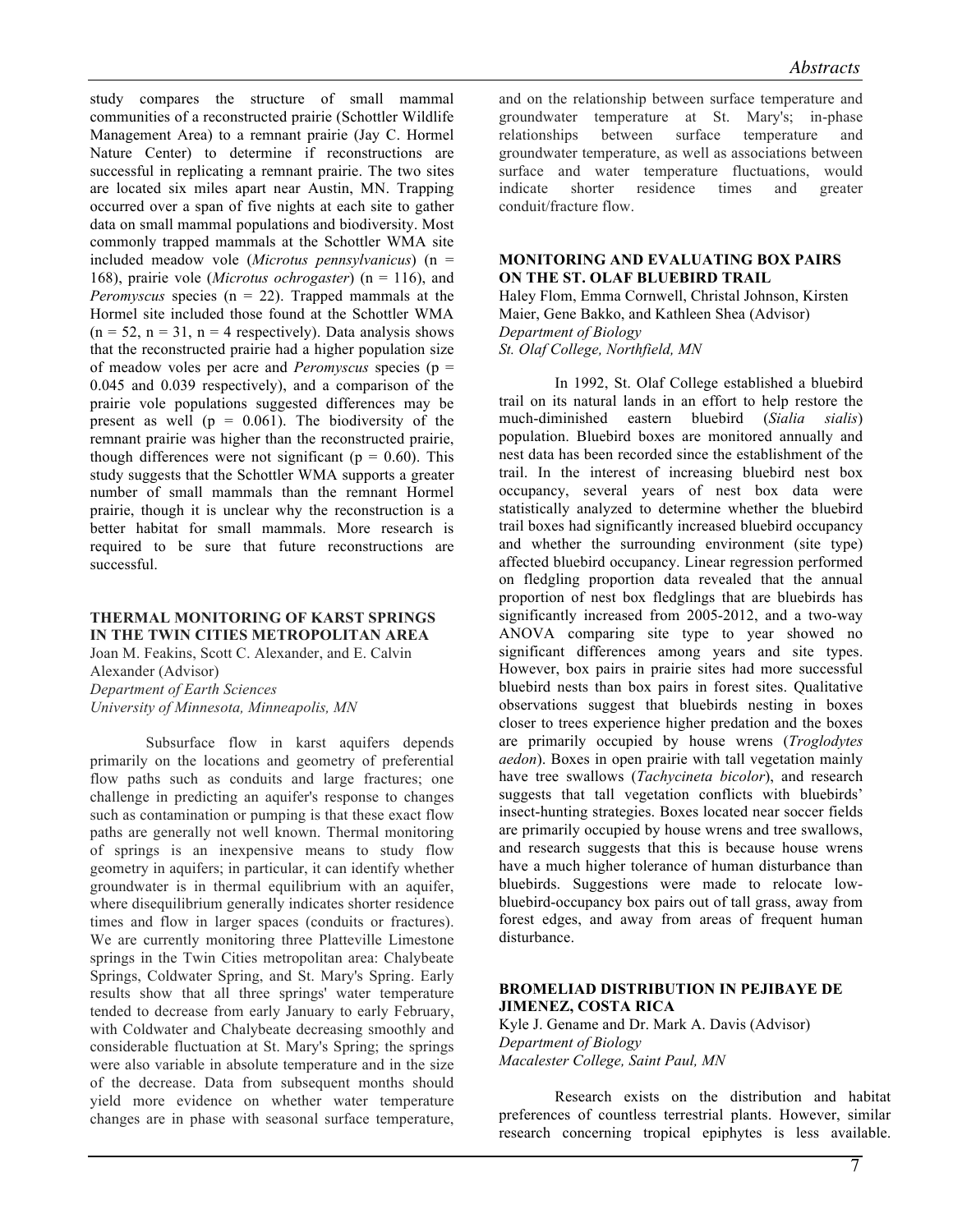study compares the structure of small mammal communities of a reconstructed prairie (Schottler Wildlife Management Area) to a remnant prairie (Jay C. Hormel Nature Center) to determine if reconstructions are successful in replicating a remnant prairie. The two sites are located six miles apart near Austin, MN. Trapping occurred over a span of five nights at each site to gather data on small mammal populations and biodiversity. Most commonly trapped mammals at the Schottler WMA site included meadow vole (*Microtus pennsylvanicus*) ($n = 168$), prairie vole (*Microtus ochrogaster*) ($n = 116$), and *Peromyscus* species ($n = 22$). Trapped mammals at the Hormel site included those found at the Schottler WMA ($n = 52$, $n = 31$, $n = 4$ respectively). Data analysis shows that the reconstructed prairie had a higher population size of meadow voles per acre and *Peromyscus* species ($p = 0.045$ and $0.039$ respectively), and a comparison of the prairie vole populations suggested differences may be present as well ($p = 0.061$). The biodiversity of the remnant prairie was higher than the reconstructed prairie, though differences were not significant ($p = 0.60$). This study suggests that the Schottler WMA supports a greater number of small mammals than the remnant Hormel prairie, though it is unclear why the reconstruction is a better habitat for small mammals. More research is required to be sure that future reconstructions are successful.

### THERMAL MONITORING OF KARST SPRINGS IN THE TWIN CITIES METROPOLITAN AREA

Joan M. Feakins, Scott C. Alexander, and E. Calvin Alexander (Advisor)
*Department of Earth Sciences*
*University of Minnesota, Minneapolis, MN*

Subsurface flow in karst aquifers depends primarily on the locations and geometry of preferential flow paths such as conduits and large fractures; one challenge in predicting an aquifer's response to changes such as contamination or pumping is that these exact flow paths are generally not well known. Thermal monitoring of springs is an inexpensive means to study flow geometry in aquifers; in particular, it can identify whether groundwater is in thermal equilibrium with an aquifer, where disequilibrium generally indicates shorter residence times and flow in larger spaces (conduits or fractures). We are currently monitoring three Platteville Limestone springs in the Twin Cities metropolitan area: Chalybeate Springs, Coldwater Spring, and St. Mary's Spring. Early results show that all three springs' water temperature tended to decrease from early January to early February, with Coldwater and Chalybeate decreasing smoothly and considerable fluctuation at St. Mary's Spring; the springs were also variable in absolute temperature and in the size of the decrease. Data from subsequent months should yield more evidence on whether water temperature changes are in phase with seasonal surface temperature, and on the relationship between surface temperature and groundwater temperature at St. Mary's; in-phase relationships between surface temperature and groundwater temperature, as well as associations between surface and water temperature fluctuations, would indicate shorter residence times and greater conduit/fracture flow.

### MONITORING AND EVALUATING BOX PAIRS ON THE ST. OLAF BLUEBIRD TRAIL

Haley Flom, Emma Cornwell, Christal Johnson, Kirsten Maier, Gene Bakko, and Kathleen Shea (Advisor)
*Department of Biology*
*St. Olaf College, Northfield, MN*

In 1992, St. Olaf College established a bluebird trail on its natural lands in an effort to help restore the much-diminished eastern bluebird (*Sialia sialis*) population. Bluebird boxes are monitored annually and nest data has been recorded since the establishment of the trail. In the interest of increasing bluebird nest box occupancy, several years of nest box data were statistically analyzed to determine whether the bluebird trail boxes had significantly increased bluebird occupancy and whether the surrounding environment (site type) affected bluebird occupancy. Linear regression performed on fledgling proportion data revealed that the annual proportion of nest box fledglings that are bluebirds has significantly increased from 2005-2012, and a two-way ANOVA comparing site type to year showed no significant differences among years and site types. However, box pairs in prairie sites had more successful bluebird nests than box pairs in forest sites. Qualitative observations suggest that bluebirds nesting in boxes closer to trees experience higher predation and the boxes are primarily occupied by house wrens (*Troglodytes aedon*). Boxes in open prairie with tall vegetation mainly have tree swallows (*Tachycineta bicolor*), and research suggests that tall vegetation conflicts with bluebirds' insect-hunting strategies. Boxes located near soccer fields are primarily occupied by house wrens and tree swallows, and research suggests that this is because house wrens have a much higher tolerance of human disturbance than bluebirds. Suggestions were made to relocate low-bluebird-occupancy box pairs out of tall grass, away from forest edges, and away from areas of frequent human disturbance.

### BROMELIAD DISTRIBUTION IN PEJIBAYE DE JIMENEZ, COSTA RICA

Kyle J. Gename and Dr. Mark A. Davis (Advisor)
*Department of Biology*
*Macalester College, Saint Paul, MN*

Research exists on the distribution and habitat preferences of countless terrestrial plants. However, similar research concerning tropical epiphytes is less available.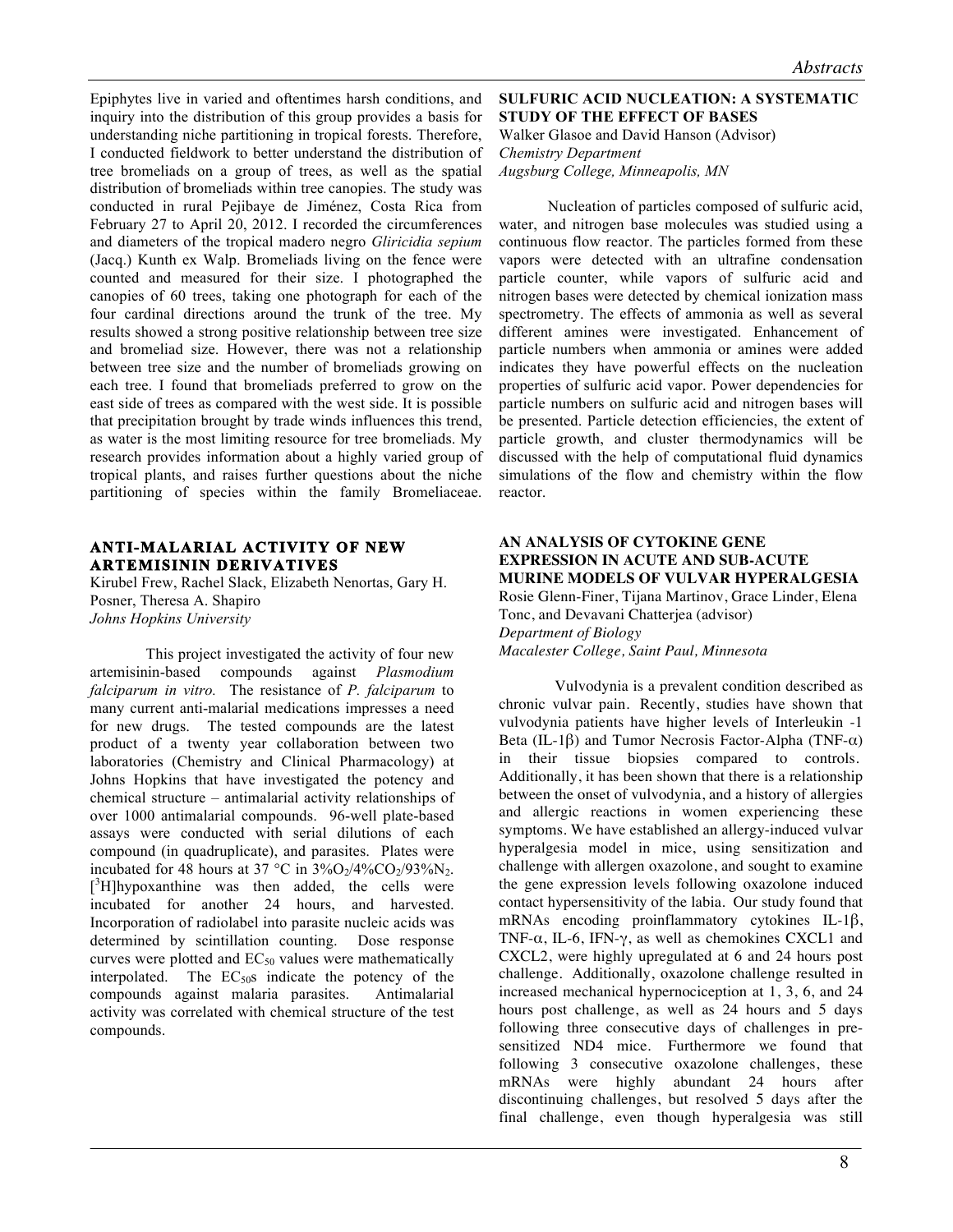Epiphytes live in varied and oftentimes harsh conditions, and inquiry into the distribution of this group provides a basis for understanding niche partitioning in tropical forests. Therefore, I conducted fieldwork to better understand the distribution of tree bromeliads on a group of trees, as well as the spatial distribution of bromeliads within tree canopies. The study was conducted in rural Pejibaye de Jiménez, Costa Rica from February 27 to April 20, 2012. I recorded the circumferences and diameters of the tropical madero negro *Gliricidia sepium* (Jacq.) Kunth ex Walp. Bromeliads living on the fence were counted and measured for their size. I photographed the canopies of 60 trees, taking one photograph for each of the four cardinal directions around the trunk of the tree. My results showed a strong positive relationship between tree size and bromeliad size. However, there was not a relationship between tree size and the number of bromeliads growing on each tree. I found that bromeliads preferred to grow on the east side of trees as compared with the west side. It is possible that precipitation brought by trade winds influences this trend, as water is the most limiting resource for tree bromeliads. My research provides information about a highly varied group of tropical plants, and raises further questions about the niche partitioning of species within the family Bromeliaceae.

### ANTI-MALARIAL ACTIVITY OF NEW ARTEMISININ DERIVATIVES

Kirubel Frew, Rachel Slack, Elizabeth Nenortas, Gary H. Posner, Theresa A. Shapiro
*Johns Hopkins University*

This project investigated the activity of four new artemisinin-based compounds against *Plasmodium falciparum in vitro.* The resistance of *P. falciparum* to many current anti-malarial medications impresses a need for new drugs. The tested compounds are the latest product of a twenty year collaboration between two laboratories (Chemistry and Clinical Pharmacology) at Johns Hopkins that have investigated the potency and chemical structure – antimalarial activity relationships of over 1000 antimalarial compounds. 96-well plate-based assays were conducted with serial dilutions of each compound (in quadruplicate), and parasites. Plates were incubated for 48 hours at 37 °C in $3\%O_2/4\%CO_2/93\%N_2$. [$^3$H]hypoxanthine was then added, the cells were incubated for another 24 hours, and harvested. Incorporation of radiolabel into parasite nucleic acids was determined by scintillation counting. Dose response curves were plotted and $EC_{50}$ values were mathematically interpolated. The $EC_{50}$s indicate the potency of the compounds against malaria parasites. Antimalarial activity was correlated with chemical structure of the test compounds.

### SULFURIC ACID NUCLEATION: A SYSTEMATIC STUDY OF THE EFFECT OF BASES

Walker Glasoe and David Hanson (Advisor)
*Chemistry Department*
*Augsburg College, Minneapolis, MN*

Nucleation of particles composed of sulfuric acid, water, and nitrogen base molecules was studied using a continuous flow reactor. The particles formed from these vapors were detected with an ultrafine condensation particle counter, while vapors of sulfuric acid and nitrogen bases were detected by chemical ionization mass spectrometry. The effects of ammonia as well as several different amines were investigated. Enhancement of particle numbers when ammonia or amines were added indicates they have powerful effects on the nucleation properties of sulfuric acid vapor. Power dependencies for particle numbers on sulfuric acid and nitrogen bases will be presented. Particle detection efficiencies, the extent of particle growth, and cluster thermodynamics will be discussed with the help of computational fluid dynamics simulations of the flow and chemistry within the flow reactor.

### AN ANALYSIS OF CYTOKINE GENE EXPRESSION IN ACUTE AND SUB-ACUTE MURINE MODELS OF VULVAR HYPERALGESIA

Rosie Glenn-Finer, Tijana Martinov, Grace Linder, Elena Tonc, and Devavani Chatterjea (advisor)
*Department of Biology*
*Macalester College, Saint Paul, Minnesota*

Vulvodynia is a prevalent condition described as chronic vulvar pain. Recently, studies have shown that vulvodynia patients have higher levels of Interleukin -1 Beta (IL-1β) and Tumor Necrosis Factor-Alpha (TNF-α) in their tissue biopsies compared to controls. Additionally, it has been shown that there is a relationship between the onset of vulvodynia, and a history of allergies and allergic reactions in women experiencing these symptoms. We have established an allergy-induced vulvar hyperalgesia model in mice, using sensitization and challenge with allergen oxazolone, and sought to examine the gene expression levels following oxazolone induced contact hypersensitivity of the labia. Our study found that mRNAs encoding proinflammatory cytokines IL-1β, TNF-α, IL-6, IFN-γ, as well as chemokines CXCL1 and CXCL2, were highly upregulated at 6 and 24 hours post challenge. Additionally, oxazolone challenge resulted in increased mechanical hypernociception at 1, 3, 6, and 24 hours post challenge, as well as 24 hours and 5 days following three consecutive days of challenges in pre-sensitized ND4 mice. Furthermore we found that following 3 consecutive oxazolone challenges, these mRNAs were highly abundant 24 hours after discontinuing challenges, but resolved 5 days after the final challenge, even though hyperalgesia was still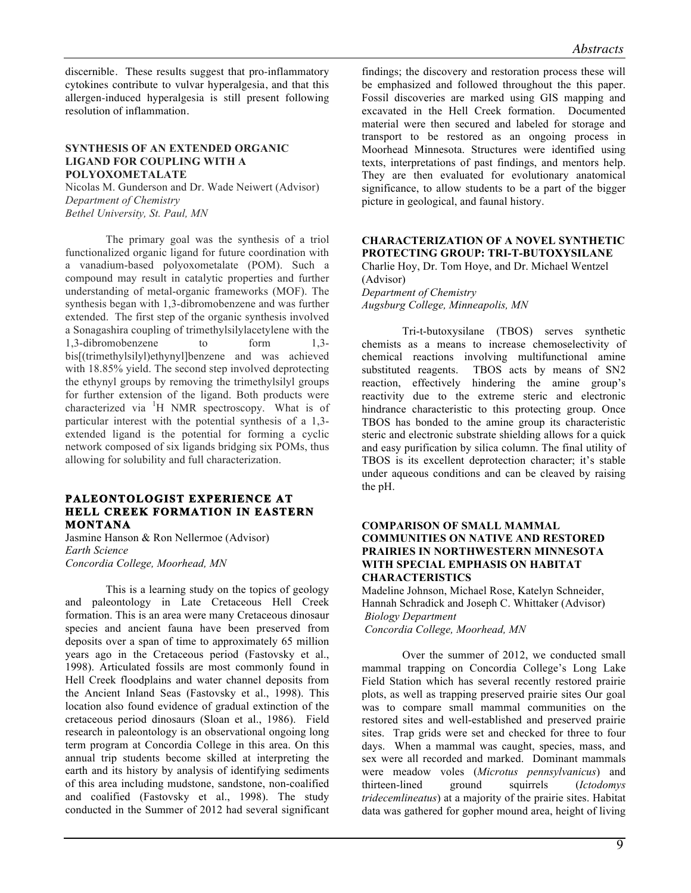discernible. These results suggest that pro-inflammatory cytokines contribute to vulvar hyperalgesia, and that this allergen-induced hyperalgesia is still present following resolution of inflammation.

### SYNTHESIS OF AN EXTENDED ORGANIC LIGAND FOR COUPLING WITH A POLYOXOMETALATE

Nicolas M. Gunderson and Dr. Wade Neiwert (Advisor)
*Department of Chemistry*
*Bethel University, St. Paul, MN*

The primary goal was the synthesis of a triol functionalized organic ligand for future coordination with a vanadium-based polyoxometalate (POM). Such a compound may result in catalytic properties and further understanding of metal-organic frameworks (MOF). The synthesis began with 1,3-dibromobenzene and was further extended. The first step of the organic synthesis involved a Sonagashira coupling of trimethylsilylacetylene with the 1,3-dibromobenzene to form 1,3-bis[(trimethylsilyl)ethynyl]benzene and was achieved with 18.85% yield. The second step involved deprotecting the ethynyl groups by removing the trimethylsilyl groups for further extension of the ligand. Both products were characterized via $^1$H NMR spectroscopy. What is of particular interest with the potential synthesis of a 1,3-extended ligand is the potential for forming a cyclic network composed of six ligands bridging six POMs, thus allowing for solubility and full characterization.

### PALEONTOLOGIST EXPERIENCE AT HELL CREEK FORMATION IN EASTERN MONTANA

Jasmine Hanson & Ron Nellermoe (Advisor)
*Earth Science*
*Concordia College, Moorhead, MN*

This is a learning study on the topics of geology and paleontology in Late Cretaceous Hell Creek formation. This is an area were many Cretaceous dinosaur species and ancient fauna have been preserved from deposits over a span of time to approximately 65 million years ago in the Cretaceous period (Fastovsky et al., 1998). Articulated fossils are most commonly found in Hell Creek floodplains and water channel deposits from the Ancient Inland Seas (Fastovsky et al., 1998). This location also found evidence of gradual extinction of the cretaceous period dinosaurs (Sloan et al., 1986). Field research in paleontology is an observational ongoing long term program at Concordia College in this area. On this annual trip students become skilled at interpreting the earth and its history by analysis of identifying sediments of this area including mudstone, sandstone, non-coalified and coalified (Fastovsky et al., 1998). The study conducted in the Summer of 2012 had several significant findings; the discovery and restoration process these will be emphasized and followed throughout the this paper. Fossil discoveries are marked using GIS mapping and excavated in the Hell Creek formation. Documented material were then secured and labeled for storage and transport to be restored as an ongoing process in Moorhead Minnesota. Structures were identified using texts, interpretations of past findings, and mentors help. They are then evaluated for evolutionary anatomical significance, to allow students to be a part of the bigger picture in geological, and faunal history.

### CHARACTERIZATION OF A NOVEL SYNTHETIC PROTECTING GROUP: TRI-T-BUTOXYSILANE

Charlie Hoy, Dr. Tom Hoye, and Dr. Michael Wentzel (Advisor)
*Department of Chemistry*
*Augsburg College, Minneapolis, MN*

Tri-t-butoxysilane (TBOS) serves synthetic chemists as a means to increase chemoselectivity of chemical reactions involving multifunctional amine substituted reagents. TBOS acts by means of SN2 reaction, effectively hindering the amine group's reactivity due to the extreme steric and electronic hindrance characteristic to this protecting group. Once TBOS has bonded to the amine group its characteristic steric and electronic substrate shielding allows for a quick and easy purification by silica column. The final utility of TBOS is its excellent deprotection character; it's stable under aqueous conditions and can be cleaved by raising the pH.

### COMPARISON OF SMALL MAMMAL COMMUNITIES ON NATIVE AND RESTORED PRAIRIES IN NORTHWESTERN MINNESOTA WITH SPECIAL EMPHASIS ON HABITAT CHARACTERISTICS

Madeline Johnson, Michael Rose, Katelyn Schneider, Hannah Schradick and Joseph C. Whittaker (Advisor)
*Biology Department*
*Concordia College, Moorhead, MN*

Over the summer of 2012, we conducted small mammal trapping on Concordia College's Long Lake Field Station which has several recently restored prairie plots, as well as trapping preserved prairie sites Our goal was to compare small mammal communities on the restored sites and well-established and preserved prairie sites. Trap grids were set and checked for three to four days. When a mammal was caught, species, mass, and sex were all recorded and marked. Dominant mammals were meadow voles (*Microtus pennsylvanicus*) and thirteen-lined ground squirrels (*Ictodomys tridecemlineatus*) at a majority of the prairie sites. Habitat data was gathered for gopher mound area, height of living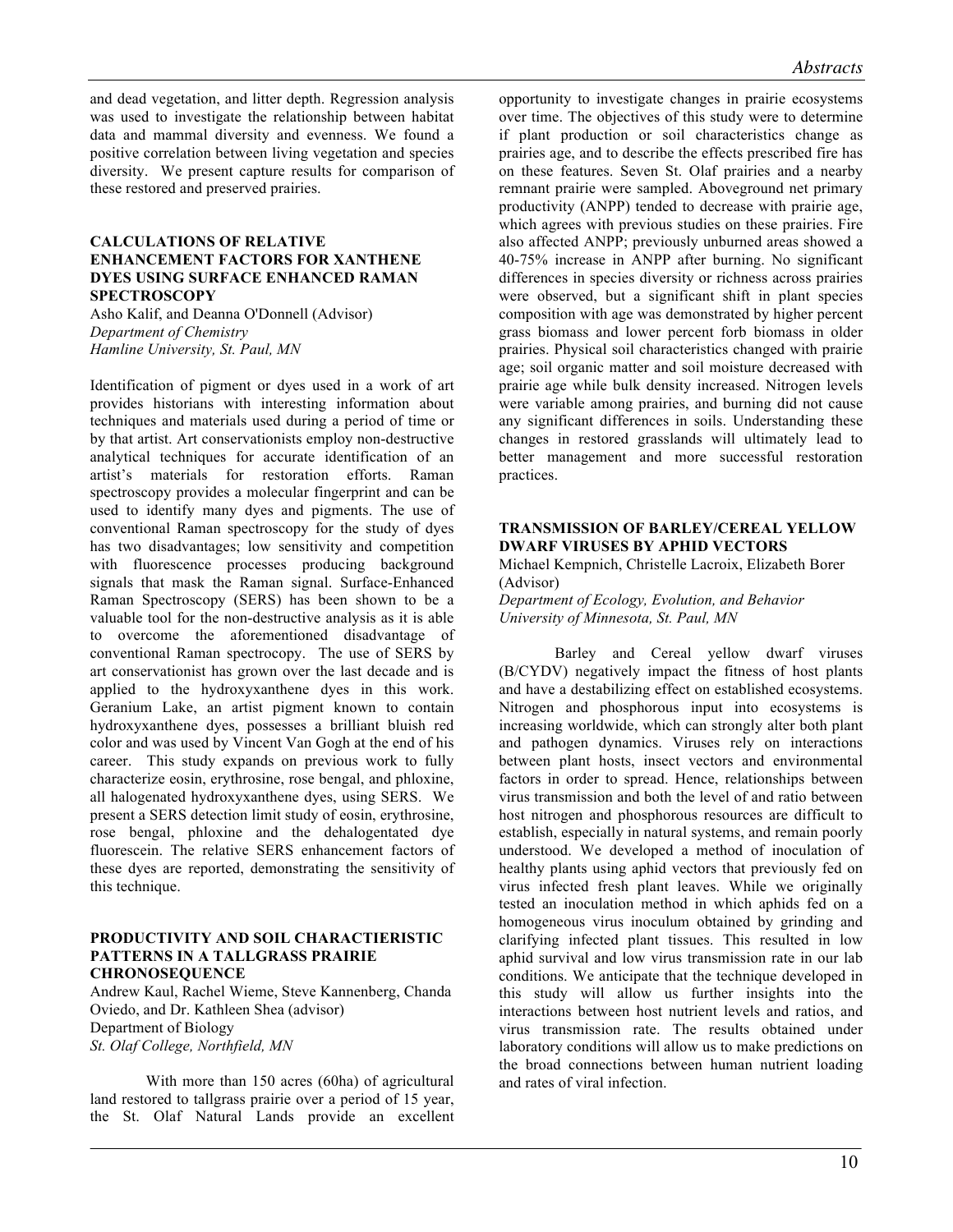and dead vegetation, and litter depth. Regression analysis was used to investigate the relationship between habitat data and mammal diversity and evenness. We found a positive correlation between living vegetation and species diversity. We present capture results for comparison of these restored and preserved prairies.

### CALCULATIONS OF RELATIVE ENHANCEMENT FACTORS FOR XANTHENE DYES USING SURFACE ENHANCED RAMAN SPECTROSCOPY

Asho Kalif, and Deanna O'Donnell (Advisor)
*Department of Chemistry*
*Hamline University, St. Paul, MN*

Identification of pigment or dyes used in a work of art provides historians with interesting information about techniques and materials used during a period of time or by that artist. Art conservationists employ non-destructive analytical techniques for accurate identification of an artist's materials for restoration efforts. Raman spectroscopy provides a molecular fingerprint and can be used to identify many dyes and pigments. The use of conventional Raman spectroscopy for the study of dyes has two disadvantages; low sensitivity and competition with fluorescence processes producing background signals that mask the Raman signal. Surface-Enhanced Raman Spectroscopy (SERS) has been shown to be a valuable tool for the non-destructive analysis as it is able to overcome the aforementioned disadvantage of conventional Raman spectrocopy. The use of SERS by art conservationist has grown over the last decade and is applied to the hydroxyxanthene dyes in this work. Geranium Lake, an artist pigment known to contain hydroxyxanthene dyes, possesses a brilliant bluish red color and was used by Vincent Van Gogh at the end of his career. This study expands on previous work to fully characterize eosin, erythrosine, rose bengal, and phloxine, all halogenated hydroxyxanthene dyes, using SERS. We present a SERS detection limit study of eosin, erythrosine, rose bengal, phloxine and the dehalogentated dye fluorescein. The relative SERS enhancement factors of these dyes are reported, demonstrating the sensitivity of this technique.

### PRODUCTIVITY AND SOIL CHARACTIERISTIC PATTERNS IN A TALLGRASS PRAIRIE CHRONOSEQUENCE

Andrew Kaul, Rachel Wieme, Steve Kannenberg, Chanda Oviedo, and Dr. Kathleen Shea (advisor)
Department of Biology
*St. Olaf College, Northfield, MN*

With more than 150 acres (60ha) of agricultural land restored to tallgrass prairie over a period of 15 year, the St. Olaf Natural Lands provide an excellent opportunity to investigate changes in prairie ecosystems over time. The objectives of this study were to determine if plant production or soil characteristics change as prairies age, and to describe the effects prescribed fire has on these features. Seven St. Olaf prairies and a nearby remnant prairie were sampled. Aboveground net primary productivity (ANPP) tended to decrease with prairie age, which agrees with previous studies on these prairies. Fire also affected ANPP; previously unburned areas showed a 40-75% increase in ANPP after burning. No significant differences in species diversity or richness across prairies were observed, but a significant shift in plant species composition with age was demonstrated by higher percent grass biomass and lower percent forb biomass in older prairies. Physical soil characteristics changed with prairie age; soil organic matter and soil moisture decreased with prairie age while bulk density increased. Nitrogen levels were variable among prairies, and burning did not cause any significant differences in soils. Understanding these changes in restored grasslands will ultimately lead to better management and more successful restoration practices.

### TRANSMISSION OF BARLEY/CEREAL YELLOW DWARF VIRUSES BY APHID VECTORS

Michael Kempnich, Christelle Lacroix, Elizabeth Borer (Advisor)
*Department of Ecology, Evolution, and Behavior*
*University of Minnesota, St. Paul, MN*

Barley and Cereal yellow dwarf viruses (B/CYDV) negatively impact the fitness of host plants and have a destabilizing effect on established ecosystems. Nitrogen and phosphorous input into ecosystems is increasing worldwide, which can strongly alter both plant and pathogen dynamics. Viruses rely on interactions between plant hosts, insect vectors and environmental factors in order to spread. Hence, relationships between virus transmission and both the level of and ratio between host nitrogen and phosphorous resources are difficult to establish, especially in natural systems, and remain poorly understood. We developed a method of inoculation of healthy plants using aphid vectors that previously fed on virus infected fresh plant leaves. While we originally tested an inoculation method in which aphids fed on a homogeneous virus inoculum obtained by grinding and clarifying infected plant tissues. This resulted in low aphid survival and low virus transmission rate in our lab conditions. We anticipate that the technique developed in this study will allow us further insights into the interactions between host nutrient levels and ratios, and virus transmission rate. The results obtained under laboratory conditions will allow us to make predictions on the broad connections between human nutrient loading and rates of viral infection.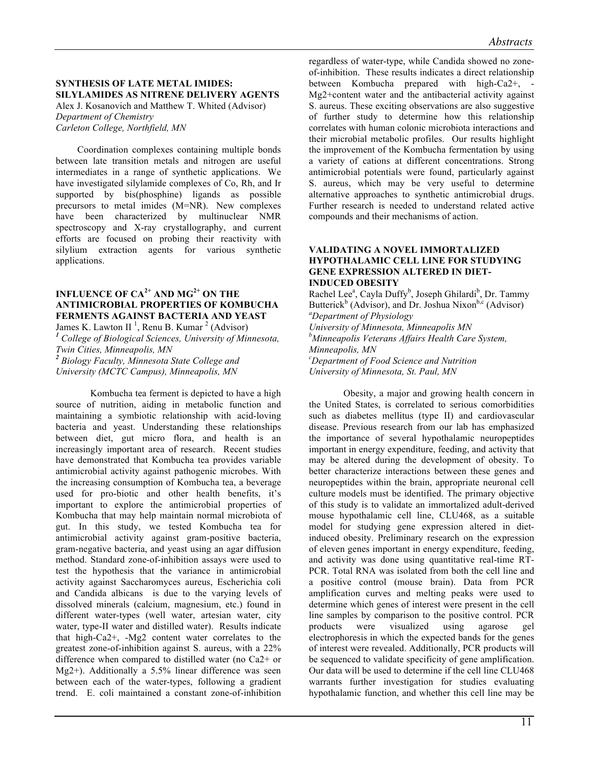### SYNTHESIS OF LATE METAL IMIDES: SILYLAMIDES AS NITRENE DELIVERY AGENTS

Alex J. Kosanovich and Matthew T. Whited (Advisor)
*Department of Chemistry*
*Carleton College, Northfield, MN*

Coordination complexes containing multiple bonds between late transition metals and nitrogen are useful intermediates in a range of synthetic applications. We have investigated silylamide complexes of Co, Rh, and Ir supported by bis(phosphine) ligands as possible precursors to metal imides (M=NR). New complexes have been characterized by multinuclear NMR spectroscopy and X-ray crystallography, and current efforts are focused on probing their reactivity with silylium extraction agents for various synthetic applications.

### INFLUENCE OF $CA^{2+}$ AND $MG^{2+}$ ON THE ANTIMICROBIAL PROPERTIES OF KOMBUCHA FERMENTS AGAINST BACTERIA AND YEAST

James K. Lawton II [1], Renu B. Kumar [2] (Advisor)
[1] *College of Biological Sciences, University of Minnesota, Twin Cities, Minneapolis, MN*
[2] *Biology Faculty, Minnesota State College and University (MCTC Campus), Minneapolis, MN*

Kombucha tea ferment is depicted to have a high source of nutrition, aiding in metabolic function and maintaining a symbiotic relationship with acid-loving bacteria and yeast. Understanding these relationships between diet, gut micro flora, and health is an increasingly important area of research. Recent studies have demonstrated that Kombucha tea provides variable antimicrobial activity against pathogenic microbes. With the increasing consumption of Kombucha tea, a beverage used for pro-biotic and other health benefits, it's important to explore the antimicrobial properties of Kombucha that may help maintain normal microbiota of gut. In this study, we tested Kombucha tea for antimicrobial activity against gram-positive bacteria, gram-negative bacteria, and yeast using an agar diffusion method. Standard zone-of-inhibition assays were used to test the hypothesis that the variance in antimicrobial activity against Saccharomyces aureus, Escherichia coli and Candida albicans is due to the varying levels of dissolved minerals (calcium, magnesium, etc.) found in different water-types (well water, artesian water, city water, type-II water and distilled water). Results indicate that high-$Ca2+$, -$Mg2$ content water correlates to the greatest zone-of-inhibition against S. aureus, with a 22% difference when compared to distilled water (no $Ca2+$ or $Mg2+$). Additionally a 5.5% linear difference was seen between each of the water-types, following a gradient trend. E. coli maintained a constant zone-of-inhibition regardless of water-type, while Candida showed no zone-of-inhibition. These results indicates a direct relationship between Kombucha prepared with high-$Ca2+$, -$Mg2+$content water and the antibacterial activity against S. aureus. These exciting observations are also suggestive of further study to determine how this relationship correlates with human colonic microbiota interactions and their microbial metabolic profiles. Our results highlight the improvement of the Kombucha fermentation by using a variety of cations at different concentrations. Strong antimicrobial potentials were found, particularly against S. aureus, which may be very useful to determine alternative approaches to synthetic antimicrobial drugs. Further research is needed to understand related active compounds and their mechanisms of action.

### VALIDATING A NOVEL IMMORTALIZED HYPOTHALAMIC CELL LINE FOR STUDYING GENE EXPRESSION ALTERED IN DIET-INDUCED OBESITY

Rachel Lee[a], Cayla Duffy[b], Joseph Ghilardi[b], Dr. Tammy Butterick[b] (Advisor), and Dr. Joshua Nixon[b,c] (Advisor)
[a]*Department of Physiology*
*University of Minnesota, Minneapolis MN*
[b]*Minneapolis Veterans Affairs Health Care System, Minneapolis, MN*
[c]*Department of Food Science and Nutrition*
*University of Minnesota, St. Paul, MN*

Obesity, a major and growing health concern in the United States, is correlated to serious comorbidities such as diabetes mellitus (type II) and cardiovascular disease. Previous research from our lab has emphasized the importance of several hypothalamic neuropeptides important in energy expenditure, feeding, and activity that may be altered during the development of obesity. To better characterize interactions between these genes and neuropeptides within the brain, appropriate neuronal cell culture models must be identified. The primary objective of this study is to validate an immortalized adult-derived mouse hypothalamic cell line, CLU468, as a suitable model for studying gene expression altered in diet-induced obesity. Preliminary research on the expression of eleven genes important in energy expenditure, feeding, and activity was done using quantitative real-time RT-PCR. Total RNA was isolated from both the cell line and a positive control (mouse brain). Data from PCR amplification curves and melting peaks were used to determine which genes of interest were present in the cell line samples by comparison to the positive control. PCR products were visualized using agarose gel electrophoresis in which the expected bands for the genes of interest were revealed. Additionally, PCR products will be sequenced to validate specificity of gene amplification. Our data will be used to determine if the cell line CLU468 warrants further investigation for studies evaluating hypothalamic function, and whether this cell line may be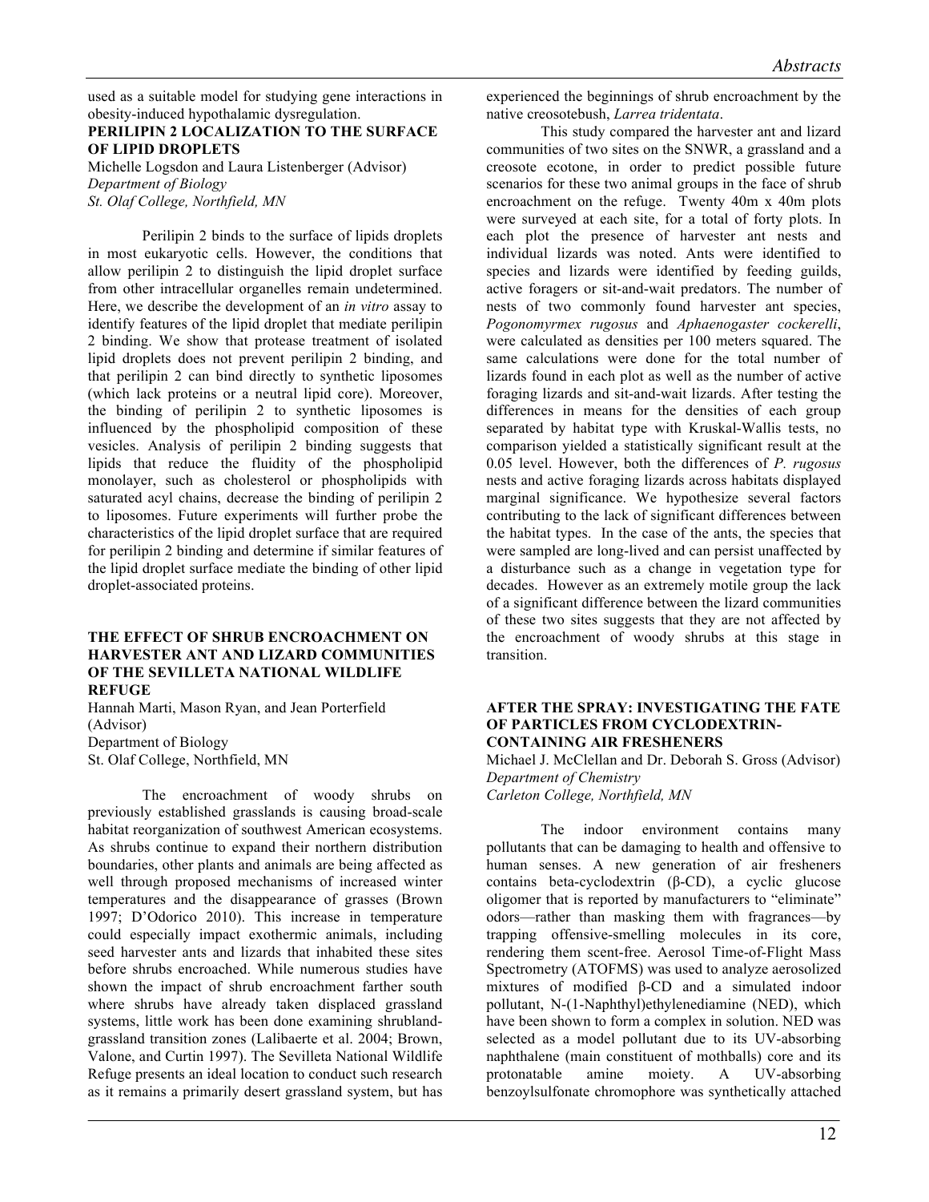used as a suitable model for studying gene interactions in obesity-induced hypothalamic dysregulation.

### PERILIPIN 2 LOCALIZATION TO THE SURFACE OF LIPID DROPLETS

Michelle Logsdon and Laura Listenberger (Advisor)
*Department of Biology*
*St. Olaf College, Northfield, MN*

Perilipin 2 binds to the surface of lipids droplets in most eukaryotic cells. However, the conditions that allow perilipin 2 to distinguish the lipid droplet surface from other intracellular organelles remain undetermined. Here, we describe the development of an *in vitro* assay to identify features of the lipid droplet that mediate perilipin 2 binding. We show that protease treatment of isolated lipid droplets does not prevent perilipin 2 binding, and that perilipin 2 can bind directly to synthetic liposomes (which lack proteins or a neutral lipid core). Moreover, the binding of perilipin 2 to synthetic liposomes is influenced by the phospholipid composition of these vesicles. Analysis of perilipin 2 binding suggests that lipids that reduce the fluidity of the phospholipid monolayer, such as cholesterol or phospholipids with saturated acyl chains, decrease the binding of perilipin 2 to liposomes. Future experiments will further probe the characteristics of the lipid droplet surface that are required for perilipin 2 binding and determine if similar features of the lipid droplet surface mediate the binding of other lipid droplet-associated proteins.

### THE EFFECT OF SHRUB ENCROACHMENT ON HARVESTER ANT AND LIZARD COMMUNITIES OF THE SEVILLETA NATIONAL WILDLIFE REFUGE

Hannah Marti, Mason Ryan, and Jean Porterfield (Advisor)
Department of Biology
St. Olaf College, Northfield, MN

The encroachment of woody shrubs on previously established grasslands is causing broad-scale habitat reorganization of southwest American ecosystems. As shrubs continue to expand their northern distribution boundaries, other plants and animals are being affected as well through proposed mechanisms of increased winter temperatures and the disappearance of grasses (Brown 1997; D'Odorico 2010). This increase in temperature could especially impact exothermic animals, including seed harvester ants and lizards that inhabited these sites before shrubs encroached. While numerous studies have shown the impact of shrub encroachment farther south where shrubs have already taken displaced grassland systems, little work has been done examining shrubland-grassland transition zones (Lalibaerte et al. 2004; Brown, Valone, and Curtin 1997). The Sevilleta National Wildlife Refuge presents an ideal location to conduct such research as it remains a primarily desert grassland system, but has experienced the beginnings of shrub encroachment by the native creosotebush, *Larrea tridentata*.

This study compared the harvester ant and lizard communities of two sites on the SNWR, a grassland and a creosote ecotone, in order to predict possible future scenarios for these two animal groups in the face of shrub encroachment on the refuge. Twenty 40m x 40m plots were surveyed at each site, for a total of forty plots. In each plot the presence of harvester ant nests and individual lizards was noted. Ants were identified to species and lizards were identified by feeding guilds, active foragers or sit-and-wait predators. The number of nests of two commonly found harvester ant species, *Pogonomyrmex rugosus* and *Aphaenogaster cockerelli*, were calculated as densities per 100 meters squared. The same calculations were done for the total number of lizards found in each plot as well as the number of active foraging lizards and sit-and-wait lizards. After testing the differences in means for the densities of each group separated by habitat type with Kruskal-Wallis tests, no comparison yielded a statistically significant result at the 0.05 level. However, both the differences of *P. rugosus* nests and active foraging lizards across habitats displayed marginal significance. We hypothesize several factors contributing to the lack of significant differences between the habitat types. In the case of the ants, the species that were sampled are long-lived and can persist unaffected by a disturbance such as a change in vegetation type for decades. However as an extremely motile group the lack of a significant difference between the lizard communities of these two sites suggests that they are not affected by the encroachment of woody shrubs at this stage in transition.

### AFTER THE SPRAY: INVESTIGATING THE FATE OF PARTICLES FROM CYCLODEXTRIN-CONTAINING AIR FRESHENERS

Michael J. McClellan and Dr. Deborah S. Gross (Advisor)
*Department of Chemistry*
*Carleton College, Northfield, MN*

The indoor environment contains many pollutants that can be damaging to health and offensive to human senses. A new generation of air fresheners contains beta-cyclodextrin (β-CD), a cyclic glucose oligomer that is reported by manufacturers to "eliminate" odors—rather than masking them with fragrances—by trapping offensive-smelling molecules in its core, rendering them scent-free. Aerosol Time-of-Flight Mass Spectrometry (ATOFMS) was used to analyze aerosolized mixtures of modified β-CD and a simulated indoor pollutant, N-(1-Naphthyl)ethylenediamine (NED), which have been shown to form a complex in solution. NED was selected as a model pollutant due to its UV-absorbing naphthalene (main constituent of mothballs) core and its protonatable amine moiety. A UV-absorbing benzoylsulfonate chromophore was synthetically attached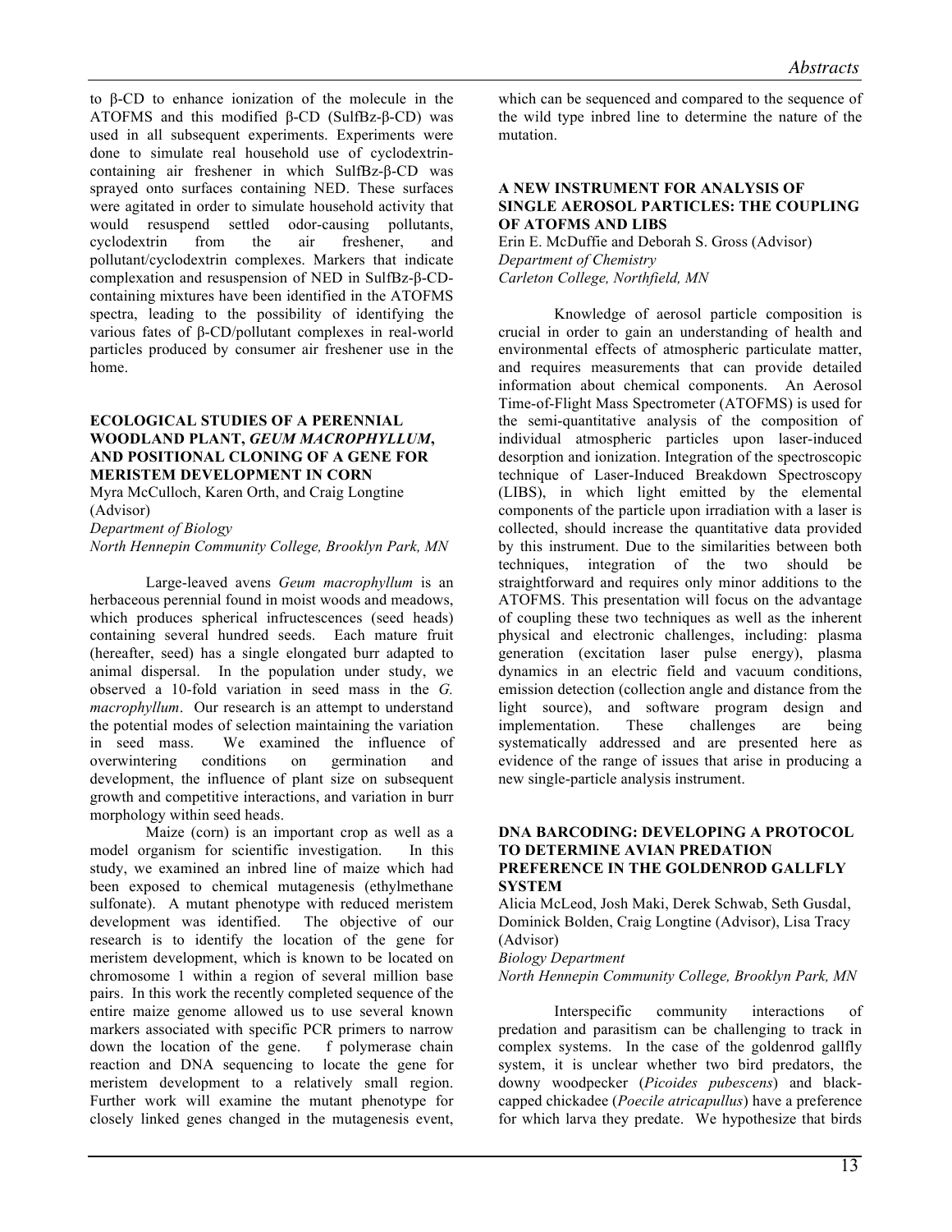to β-CD to enhance ionization of the molecule in the ATOFMS and this modified β-CD (SulfBz-β-CD) was used in all subsequent experiments. Experiments were done to simulate real household use of cyclodextrin-containing air freshener in which SulfBz-β-CD was sprayed onto surfaces containing NED. These surfaces were agitated in order to simulate household activity that would resuspend settled odor-causing pollutants, cyclodextrin from the air freshener, and pollutant/cyclodextrin complexes. Markers that indicate complexation and resuspension of NED in SulfBz-β-CD-containing mixtures have been identified in the ATOFMS spectra, leading to the possibility of identifying the various fates of β-CD/pollutant complexes in real-world particles produced by consumer air freshener use in the home.

### ECOLOGICAL STUDIES OF A PERENNIAL WOODLAND PLANT, *GEUM MACROPHYLLUM*, AND POSITIONAL CLONING OF A GENE FOR MERISTEM DEVELOPMENT IN CORN

Myra McCulloch, Karen Orth, and Craig Longtine (Advisor)
*Department of Biology*
*North Hennepin Community College, Brooklyn Park, MN*

Large-leaved avens *Geum macrophyllum* is an herbaceous perennial found in moist woods and meadows, which produces spherical infructescences (seed heads) containing several hundred seeds. Each mature fruit (hereafter, seed) has a single elongated burr adapted to animal dispersal. In the population under study, we observed a 10-fold variation in seed mass in the *G. macrophyllum*. Our research is an attempt to understand the potential modes of selection maintaining the variation in seed mass. We examined the influence of overwintering conditions on germination and development, the influence of plant size on subsequent growth and competitive interactions, and variation in burr morphology within seed heads.

Maize (corn) is an important crop as well as a model organism for scientific investigation. In this study, we examined an inbred line of maize which had been exposed to chemical mutagenesis (ethylmethane sulfonate). A mutant phenotype with reduced meristem development was identified. The objective of our research is to identify the location of the gene for meristem development, which is known to be located on chromosome 1 within a region of several million base pairs. In this work the recently completed sequence of the entire maize genome allowed us to use several known markers associated with specific PCR primers to narrow down the location of the gene. f polymerase chain reaction and DNA sequencing to locate the gene for meristem development to a relatively small region. Further work will examine the mutant phenotype for closely linked genes changed in the mutagenesis event, which can be sequenced and compared to the sequence of the wild type inbred line to determine the nature of the mutation.

### A NEW INSTRUMENT FOR ANALYSIS OF SINGLE AEROSOL PARTICLES: THE COUPLING OF ATOFMS AND LIBS

Erin E. McDuffie and Deborah S. Gross (Advisor)
*Department of Chemistry*
*Carleton College, Northfield, MN*

Knowledge of aerosol particle composition is crucial in order to gain an understanding of health and environmental effects of atmospheric particulate matter, and requires measurements that can provide detailed information about chemical components. An Aerosol Time-of-Flight Mass Spectrometer (ATOFMS) is used for the semi-quantitative analysis of the composition of individual atmospheric particles upon laser-induced desorption and ionization. Integration of the spectroscopic technique of Laser-Induced Breakdown Spectroscopy (LIBS), in which light emitted by the elemental components of the particle upon irradiation with a laser is collected, should increase the quantitative data provided by this instrument. Due to the similarities between both techniques, integration of the two should be straightforward and requires only minor additions to the ATOFMS. This presentation will focus on the advantage of coupling these two techniques as well as the inherent physical and electronic challenges, including: plasma generation (excitation laser pulse energy), plasma dynamics in an electric field and vacuum conditions, emission detection (collection angle and distance from the light source), and software program design and implementation. These challenges are being systematically addressed and are presented here as evidence of the range of issues that arise in producing a new single-particle analysis instrument.

### DNA BARCODING: DEVELOPING A PROTOCOL TO DETERMINE AVIAN PREDATION PREFERENCE IN THE GOLDENROD GALLFLY SYSTEM

Alicia McLeod, Josh Maki, Derek Schwab, Seth Gusdal, Dominick Bolden, Craig Longtine (Advisor), Lisa Tracy (Advisor)
*Biology Department*
*North Hennepin Community College, Brooklyn Park, MN*

Interspecific community interactions of predation and parasitism can be challenging to track in complex systems. In the case of the goldenrod gallfly system, it is unclear whether two bird predators, the downy woodpecker (*Picoides pubescens*) and black-capped chickadee (*Poecile atricapullus*) have a preference for which larva they predate. We hypothesize that birds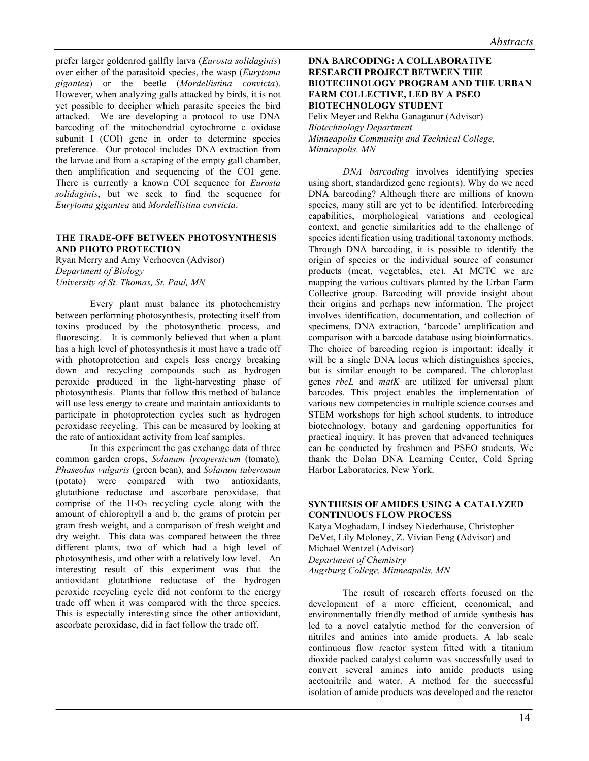prefer larger goldenrod gallfly larva (*Eurosta solidaginis*) over either of the parasitoid species, the wasp (*Eurytoma gigantea*) or the beetle (*Mordellistina convicta*). However, when analyzing galls attacked by birds, it is not yet possible to decipher which parasite species the bird attacked. We are developing a protocol to use DNA barcoding of the mitochondrial cytochrome c oxidase subunit I (COI) gene in order to determine species preference. Our protocol includes DNA extraction from the larvae and from a scraping of the empty gall chamber, then amplification and sequencing of the COI gene. There is currently a known COI sequence for *Eurosta solidaginis*, but we seek to find the sequence for *Eurytoma gigantea* and *Mordellistina convicta*.

### THE TRADE-OFF BETWEEN PHOTOSYNTHESIS AND PHOTO PROTECTION

Ryan Merry and Amy Verhoeven (Advisor)
*Department of Biology*
*University of St. Thomas, St. Paul, MN*

Every plant must balance its photochemistry between performing photosynthesis, protecting itself from toxins produced by the photosynthetic process, and fluorescing. It is commonly believed that when a plant has a high level of photosynthesis it must have a trade off with photoprotection and expels less energy breaking down and recycling compounds such as hydrogen peroxide produced in the light-harvesting phase of photosynthesis. Plants that follow this method of balance will use less energy to create and maintain antioxidants to participate in photoprotection cycles such as hydrogen peroxidase recycling. This can be measured by looking at the rate of antioxidant activity from leaf samples.

In this experiment the gas exchange data of three common garden crops, *Solanum lycopersicum* (tomato)*, Phaseolus vulgaris* (green bean), and *Solanum tuberosum* (potato) were compared with two antioxidants, glutathione reductase and ascorbate peroxidase, that comprise of the $H_2O_2$ recycling cycle along with the amount of chlorophyll a and b, the grams of protein per gram fresh weight, and a comparison of fresh weight and dry weight. This data was compared between the three different plants, two of which had a high level of photosynthesis, and other with a relatively low level. An interesting result of this experiment was that the antioxidant glutathione reductase of the hydrogen peroxide recycling cycle did not conform to the energy trade off when it was compared with the three species. This is especially interesting since the other antioxidant, ascorbate peroxidase, did in fact follow the trade off.

### DNA BARCODING: A COLLABORATIVE RESEARCH PROJECT BETWEEN THE BIOTECHNOLOGY PROGRAM AND THE URBAN FARM COLLECTIVE, LED BY A PSEO BIOTECHNOLOGY STUDENT

Felix Meyer and Rekha Ganaganur (Advisor)
*Biotechnology Department*
*Minneapolis Community and Technical College, Minneapolis, MN*

*DNA barcoding* involves identifying species using short, standardized gene region(s). Why do we need DNA barcoding? Although there are millions of known species, many still are yet to be identified. Interbreeding capabilities, morphological variations and ecological context, and genetic similarities add to the challenge of species identification using traditional taxonomy methods. Through DNA barcoding, it is possible to identify the origin of species or the individual source of consumer products (meat, vegetables, etc). At MCTC we are mapping the various cultivars planted by the Urban Farm Collective group. Barcoding will provide insight about their origins and perhaps new information. The project involves identification, documentation, and collection of specimens, DNA extraction, 'barcode' amplification and comparison with a barcode database using bioinformatics. The choice of barcoding region is important: ideally it will be a single DNA locus which distinguishes species, but is similar enough to be compared. The chloroplast genes *rbcL* and *matK* are utilized for universal plant barcodes. This project enables the implementation of various new competencies in multiple science courses and STEM workshops for high school students, to introduce biotechnology, botany and gardening opportunities for practical inquiry. It has proven that advanced techniques can be conducted by freshmen and PSEO students. We thank the Dolan DNA Learning Center, Cold Spring Harbor Laboratories, New York.

### SYNTHESIS OF AMIDES USING A CATALYZED CONTINUOUS FLOW PROCESS

Katya Moghadam, Lindsey Niederhause, Christopher DeVet, Lily Moloney, Z. Vivian Feng (Advisor) and Michael Wentzel (Advisor)
*Department of Chemistry*
*Augsburg College, Minneapolis, MN*

The result of research efforts focused on the development of a more efficient, economical, and environmentally friendly method of amide synthesis has led to a novel catalytic method for the conversion of nitriles and amines into amide products. A lab scale continuous flow reactor system fitted with a titanium dioxide packed catalyst column was successfully used to convert several amines into amide products using acetonitrile and water. A method for the successful isolation of amide products was developed and the reactor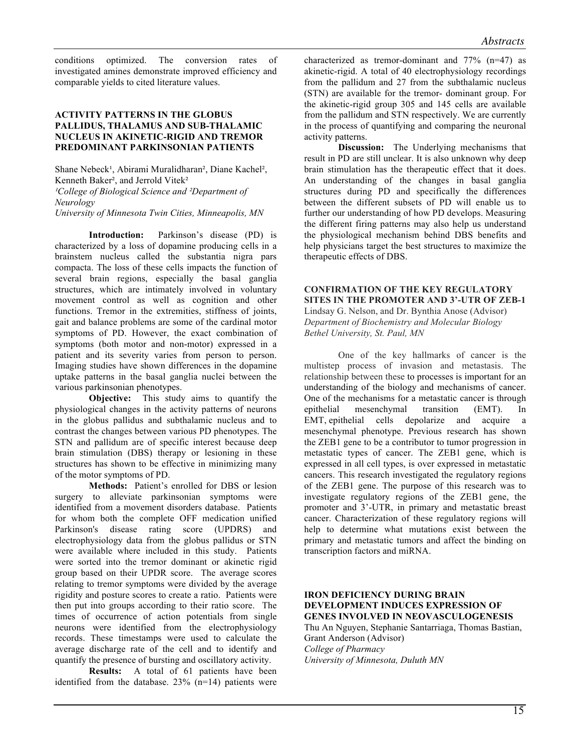conditions optimized. The conversion rates of investigated amines demonstrate improved efficiency and comparable yields to cited literature values.

### ACTIVITY PATTERNS IN THE GLOBUS PALLIDUS, THALAMUS AND SUB-THALAMIC NUCLEUS IN AKINETIC-RIGID AND TREMOR PREDOMINANT PARKINSONIAN PATIENTS

Shane Nebeck[1], Abirami Muralidharan[2], Diane Kachel[2], Kenneth Baker[2], and Jerrold Vitek[2]
*[1]College of Biological Science and [2]Department of Neurology*
*University of Minnesota Twin Cities, Minneapolis, MN*

**Introduction:** Parkinson's disease (PD) is characterized by a loss of dopamine producing cells in a brainstem nucleus called the substantia nigra pars compacta. The loss of these cells impacts the function of several brain regions, especially the basal ganglia structures, which are intimately involved in voluntary movement control as well as cognition and other functions. Tremor in the extremities, stiffness of joints, gait and balance problems are some of the cardinal motor symptoms of PD. However, the exact combination of symptoms (both motor and non-motor) expressed in a patient and its severity varies from person to person. Imaging studies have shown differences in the dopamine uptake patterns in the basal ganglia nuclei between the various parkinsonian phenotypes.

**Objective:** This study aims to quantify the physiological changes in the activity patterns of neurons in the globus pallidus and subthalamic nucleus and to contrast the changes between various PD phenotypes. The STN and pallidum are of specific interest because deep brain stimulation (DBS) therapy or lesioning in these structures has shown to be effective in minimizing many of the motor symptoms of PD.

**Methods:** Patient's enrolled for DBS or lesion surgery to alleviate parkinsonian symptoms were identified from a movement disorders database. Patients for whom both the complete OFF medication unified Parkinson's disease rating score (UPDRS) and electrophysiology data from the globus pallidus or STN were available where included in this study. Patients were sorted into the tremor dominant or akinetic rigid group based on their UPDR score. The average scores relating to tremor symptoms were divided by the average rigidity and posture scores to create a ratio. Patients were then put into groups according to their ratio score. The times of occurrence of action potentials from single neurons were identified from the electrophysiology records. These timestamps were used to calculate the average discharge rate of the cell and to identify and quantify the presence of bursting and oscillatory activity.

**Results:** A total of 61 patients have been identified from the database. 23% (n=14) patients were characterized as tremor-dominant and 77% (n=47) as akinetic-rigid. A total of 40 electrophysiology recordings from the pallidum and 27 from the subthalamic nucleus (STN) are available for the tremor- dominant group. For the akinetic-rigid group 305 and 145 cells are available from the pallidum and STN respectively. We are currently in the process of quantifying and comparing the neuronal activity patterns.

**Discussion:** The Underlying mechanisms that result in PD are still unclear. It is also unknown why deep brain stimulation has the therapeutic effect that it does. An understanding of the changes in basal ganglia structures during PD and specifically the differences between the different subsets of PD will enable us to further our understanding of how PD develops. Measuring the different firing patterns may also help us understand the physiological mechanism behind DBS benefits and help physicians target the best structures to maximize the therapeutic effects of DBS.

### CONFIRMATION OF THE KEY REGULATORY SITES IN THE PROMOTER AND 3'-UTR OF ZEB-1

Lindsay G. Nelson, and Dr. Bynthia Anose (Advisor)
*Department of Biochemistry and Molecular Biology*
*Bethel University, St. Paul, MN*

One of the key hallmarks of cancer is the multistep process of invasion and metastasis. The relationship between these to processes is important for an understanding of the biology and mechanisms of cancer. One of the mechanisms for a metastatic cancer is through epithelial mesenchymal transition (EMT). In EMT, epithelial cells depolarize and acquire a mesenchymal phenotype. Previous research has shown the ZEB1 gene to be a contributor to tumor progression in metastatic types of cancer. The ZEB1 gene, which is expressed in all cell types, is over expressed in metastatic cancers. This research investigated the regulatory regions of the ZEB1 gene. The purpose of this research was to investigate regulatory regions of the ZEB1 gene, the promoter and 3'-UTR, in primary and metastatic breast cancer. Characterization of these regulatory regions will help to determine what mutations exist between the primary and metastatic tumors and affect the binding on transcription factors and miRNA.

### IRON DEFICIENCY DURING BRAIN DEVELOPMENT INDUCES EXPRESSION OF GENES INVOLVED IN NEOVASCULOGENESIS

Thu An Nguyen, Stephanie Santarriaga, Thomas Bastian, Grant Anderson (Advisor)
*College of Pharmacy*
*University of Minnesota, Duluth MN*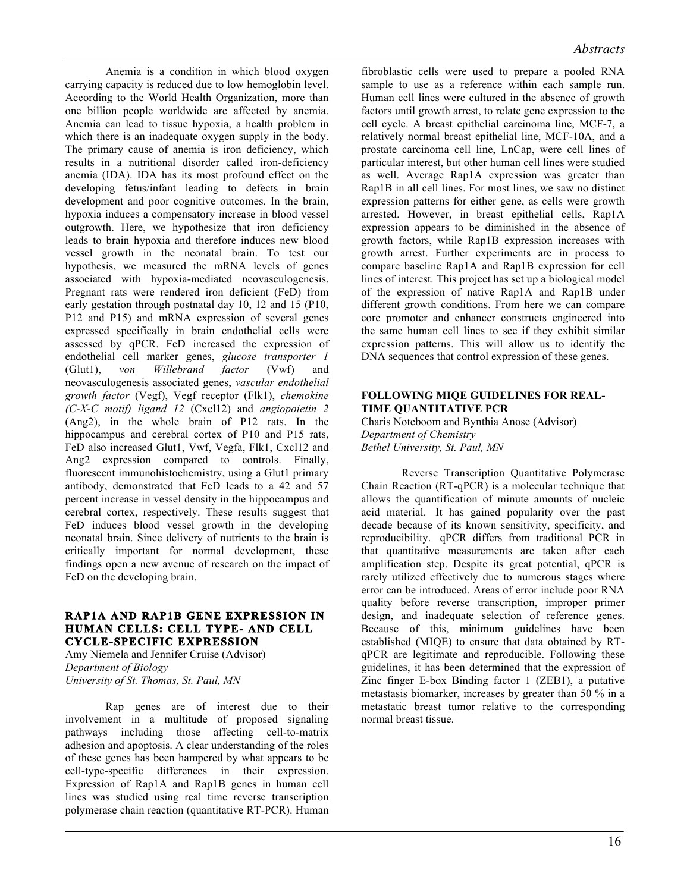Anemia is a condition in which blood oxygen carrying capacity is reduced due to low hemoglobin level. According to the World Health Organization, more than one billion people worldwide are affected by anemia. Anemia can lead to tissue hypoxia, a health problem in which there is an inadequate oxygen supply in the body. The primary cause of anemia is iron deficiency, which results in a nutritional disorder called iron-deficiency anemia (IDA). IDA has its most profound effect on the developing fetus/infant leading to defects in brain development and poor cognitive outcomes. In the brain, hypoxia induces a compensatory increase in blood vessel outgrowth. Here, we hypothesize that iron deficiency leads to brain hypoxia and therefore induces new blood vessel growth in the neonatal brain. To test our hypothesis, we measured the mRNA levels of genes associated with hypoxia-mediated neovasculogenesis. Pregnant rats were rendered iron deficient (FeD) from early gestation through postnatal day 10, 12 and 15 (P10, P12 and P15) and mRNA expression of several genes expressed specifically in brain endothelial cells were assessed by qPCR. FeD increased the expression of endothelial cell marker genes, *glucose transporter 1* (Glut1), *von Willebrand factor* (Vwf) and neovasculogenesis associated genes, *vascular endothelial growth factor* (Vegf), Vegf receptor (Flk1), *chemokine (C-X-C motif) ligand 12* (Cxcl12) and *angiopoietin 2* (Ang2), in the whole brain of P12 rats. In the hippocampus and cerebral cortex of P10 and P15 rats, FeD also increased Glut1, Vwf, Vegfa, Flk1, Cxcl12 and Ang2 expression compared to controls. Finally, fluorescent immunohistochemistry, using a Glut1 primary antibody, demonstrated that FeD leads to a 42 and 57 percent increase in vessel density in the hippocampus and cerebral cortex, respectively. These results suggest that FeD induces blood vessel growth in the developing neonatal brain. Since delivery of nutrients to the brain is critically important for normal development, these findings open a new avenue of research on the impact of FeD on the developing brain.

## RAP1A AND RAP1B GENE EXPRESSION IN HUMAN CELLS: CELL TYPE- AND CELL CYCLE-SPECIFIC EXPRESSION

Amy Niemela and Jennifer Cruise (Advisor)
*Department of Biology*
*University of St. Thomas, St. Paul, MN*

Rap genes are of interest due to their involvement in a multitude of proposed signaling pathways including those affecting cell-to-matrix adhesion and apoptosis. A clear understanding of the roles of these genes has been hampered by what appears to be cell-type-specific differences in their expression. Expression of Rap1A and Rap1B genes in human cell lines was studied using real time reverse transcription polymerase chain reaction (quantitative RT-PCR). Human fibroblastic cells were used to prepare a pooled RNA sample to use as a reference within each sample run. Human cell lines were cultured in the absence of growth factors until growth arrest, to relate gene expression to the cell cycle. A breast epithelial carcinoma line, MCF-7, a relatively normal breast epithelial line, MCF-10A, and a prostate carcinoma cell line, LnCap, were cell lines of particular interest, but other human cell lines were studied as well. Average Rap1A expression was greater than Rap1B in all cell lines. For most lines, we saw no distinct expression patterns for either gene, as cells were growth arrested. However, in breast epithelial cells, Rap1A expression appears to be diminished in the absence of growth factors, while Rap1B expression increases with growth arrest. Further experiments are in process to compare baseline Rap1A and Rap1B expression for cell lines of interest. This project has set up a biological model of the expression of native Rap1A and Rap1B under different growth conditions. From here we can compare core promoter and enhancer constructs engineered into the same human cell lines to see if they exhibit similar expression patterns. This will allow us to identify the DNA sequences that control expression of these genes.

## FOLLOWING MIQE GUIDELINES FOR REAL-TIME QUANTITATIVE PCR

Charis Noteboom and Bynthia Anose (Advisor)
*Department of Chemistry*
*Bethel University, St. Paul, MN*

Reverse Transcription Quantitative Polymerase Chain Reaction (RT-qPCR) is a molecular technique that allows the quantification of minute amounts of nucleic acid material. It has gained popularity over the past decade because of its known sensitivity, specificity, and reproducibility. qPCR differs from traditional PCR in that quantitative measurements are taken after each amplification step. Despite its great potential, qPCR is rarely utilized effectively due to numerous stages where error can be introduced. Areas of error include poor RNA quality before reverse transcription, improper primer design, and inadequate selection of reference genes. Because of this, minimum guidelines have been established (MIQE) to ensure that data obtained by RT-qPCR are legitimate and reproducible. Following these guidelines, it has been determined that the expression of Zinc finger E-box Binding factor 1 (ZEB1), a putative metastasis biomarker, increases by greater than 50 % in a metastatic breast tumor relative to the corresponding normal breast tissue.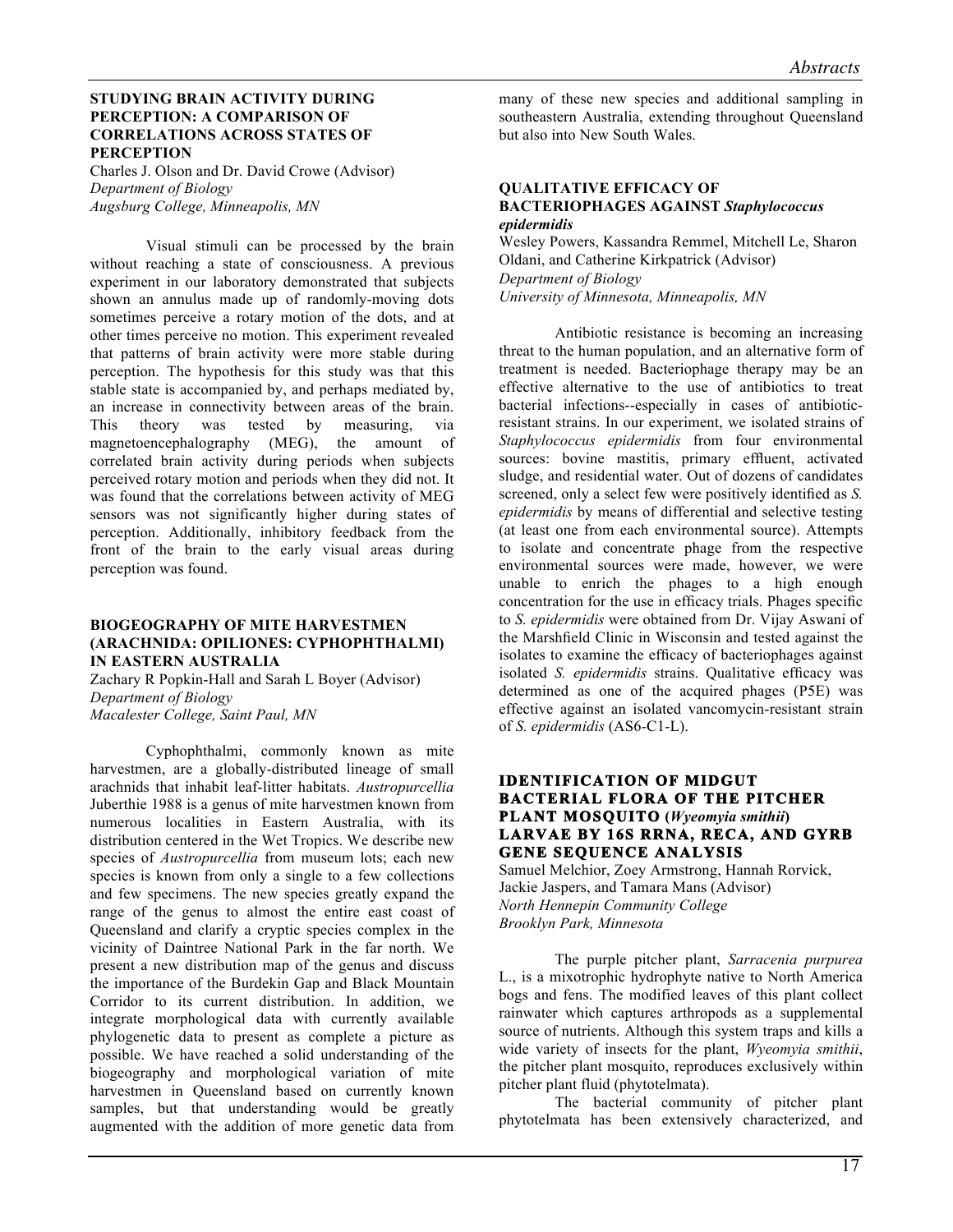### STUDYING BRAIN ACTIVITY DURING PERCEPTION: A COMPARISON OF CORRELATIONS ACROSS STATES OF PERCEPTION

Charles J. Olson and Dr. David Crowe (Advisor)
*Department of Biology*
*Augsburg College, Minneapolis, MN*

Visual stimuli can be processed by the brain without reaching a state of consciousness. A previous experiment in our laboratory demonstrated that subjects shown an annulus made up of randomly-moving dots sometimes perceive a rotary motion of the dots, and at other times perceive no motion. This experiment revealed that patterns of brain activity were more stable during perception. The hypothesis for this study was that this stable state is accompanied by, and perhaps mediated by, an increase in connectivity between areas of the brain. This theory was tested by measuring, via magnetoencephalography (MEG), the amount of correlated brain activity during periods when subjects perceived rotary motion and periods when they did not. It was found that the correlations between activity of MEG sensors was not significantly higher during states of perception. Additionally, inhibitory feedback from the front of the brain to the early visual areas during perception was found.

### BIOGEOGRAPHY OF MITE HARVESTMEN (ARACHNIDA: OPILIONES: CYPHOPHTHALMI) IN EASTERN AUSTRALIA

Zachary R Popkin-Hall and Sarah L Boyer (Advisor)
*Department of Biology*
*Macalester College, Saint Paul, MN*

Cyphophthalmi, commonly known as mite harvestmen, are a globally-distributed lineage of small arachnids that inhabit leaf-litter habitats. *Austropurcellia* Juberthie 1988 is a genus of mite harvestmen known from numerous localities in Eastern Australia, with its distribution centered in the Wet Tropics. We describe new species of *Austropurcellia* from museum lots; each new species is known from only a single to a few collections and few specimens. The new species greatly expand the range of the genus to almost the entire east coast of Queensland and clarify a cryptic species complex in the vicinity of Daintree National Park in the far north. We present a new distribution map of the genus and discuss the importance of the Burdekin Gap and Black Mountain Corridor to its current distribution. In addition, we integrate morphological data with currently available phylogenetic data to present as complete a picture as possible. We have reached a solid understanding of the biogeography and morphological variation of mite harvestmen in Queensland based on currently known samples, but that understanding would be greatly augmented with the addition of more genetic data from many of these new species and additional sampling in southeastern Australia, extending throughout Queensland but also into New South Wales.

### QUALITATIVE EFFICACY OF BACTERIOPHAGES AGAINST *Staphylococcus epidermidis*

Wesley Powers, Kassandra Remmel, Mitchell Le, Sharon Oldani, and Catherine Kirkpatrick (Advisor)
*Department of Biology*
*University of Minnesota, Minneapolis, MN*

Antibiotic resistance is becoming an increasing threat to the human population, and an alternative form of treatment is needed. Bacteriophage therapy may be an effective alternative to the use of antibiotics to treat bacterial infections--especially in cases of antibiotic-resistant strains. In our experiment, we isolated strains of *Staphylococcus epidermidis* from four environmental sources: bovine mastitis, primary effluent, activated sludge, and residential water. Out of dozens of candidates screened, only a select few were positively identified as *S. epidermidis* by means of differential and selective testing (at least one from each environmental source). Attempts to isolate and concentrate phage from the respective environmental sources were made, however, we were unable to enrich the phages to a high enough concentration for the use in efficacy trials. Phages specific to *S. epidermidis* were obtained from Dr. Vijay Aswani of the Marshfield Clinic in Wisconsin and tested against the isolates to examine the efficacy of bacteriophages against isolated *S. epidermidis* strains. Qualitative efficacy was determined as one of the acquired phages (P5E) was effective against an isolated vancomycin-resistant strain of *S. epidermidis* (AS6-C1-L).

### IDENTIFICATION OF MIDGUT BACTERIAL FLORA OF THE PITCHER PLANT MOSQUITO (*Wyeomyia smithii*) LARVAE BY 16S RRNA, RECA, AND GYRB GENE SEQUENCE ANALYSIS

Samuel Melchior, Zoey Armstrong, Hannah Rorvick, Jackie Jaspers, and Tamara Mans (Advisor)
*North Hennepin Community College*
*Brooklyn Park, Minnesota*

The purple pitcher plant, *Sarracenia purpurea* L., is a mixotrophic hydrophyte native to North America bogs and fens. The modified leaves of this plant collect rainwater which captures arthropods as a supplemental source of nutrients. Although this system traps and kills a wide variety of insects for the plant, *Wyeomyia smithii*, the pitcher plant mosquito, reproduces exclusively within pitcher plant fluid (phytotelmata).

The bacterial community of pitcher plant phytotelmata has been extensively characterized, and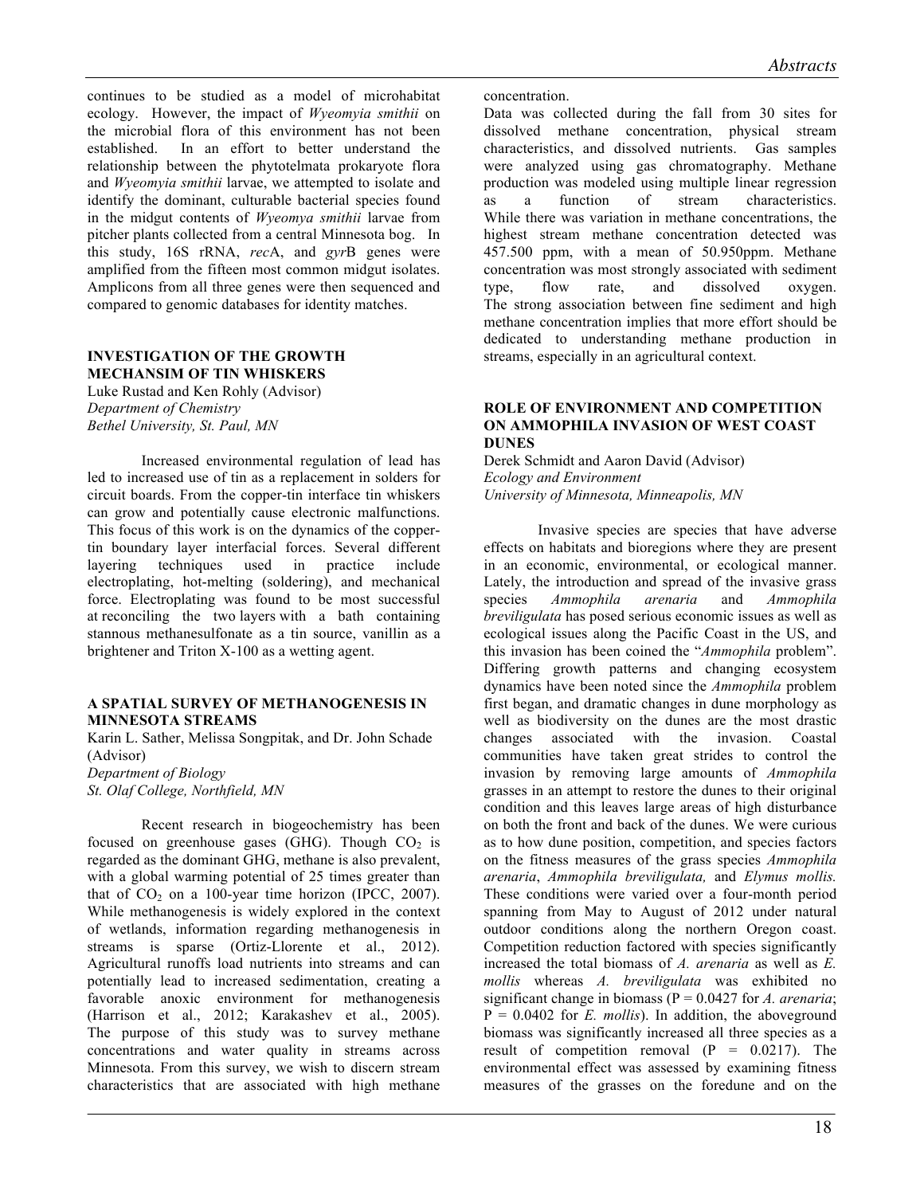continues to be studied as a model of microhabitat ecology. However, the impact of *Wyeomyia smithii* on the microbial flora of this environment has not been established. In an effort to better understand the relationship between the phytotelmata prokaryote flora and *Wyeomyia smithii* larvae, we attempted to isolate and identify the dominant, culturable bacterial species found in the midgut contents of *Wyeomya smithii* larvae from pitcher plants collected from a central Minnesota bog. In this study, 16S rRNA, *rec*A, and *gyr*B genes were amplified from the fifteen most common midgut isolates. Amplicons from all three genes were then sequenced and compared to genomic databases for identity matches.

### INVESTIGATION OF THE GROWTH MECHANSIM OF TIN WHISKERS

Luke Rustad and Ken Rohly (Advisor)
*Department of Chemistry*
*Bethel University, St. Paul, MN*

Increased environmental regulation of lead has led to increased use of tin as a replacement in solders for circuit boards. From the copper-tin interface tin whiskers can grow and potentially cause electronic malfunctions. This focus of this work is on the dynamics of the copper-tin boundary layer interfacial forces. Several different layering techniques used in practice include electroplating, hot-melting (soldering), and mechanical force. Electroplating was found to be most successful at reconciling the two layers with a bath containing stannous methanesulfonate as a tin source, vanillin as a brightener and Triton X-100 as a wetting agent.

### A SPATIAL SURVEY OF METHANOGENESIS IN MINNESOTA STREAMS

Karin L. Sather, Melissa Songpitak, and Dr. John Schade (Advisor)
*Department of Biology*
*St. Olaf College, Northfield, MN*

Recent research in biogeochemistry has been focused on greenhouse gases (GHG). Though $CO_2$ is regarded as the dominant GHG, methane is also prevalent, with a global warming potential of 25 times greater than that of $CO_2$ on a 100-year time horizon (IPCC, 2007). While methanogenesis is widely explored in the context of wetlands, information regarding methanogenesis in streams is sparse (Ortiz-Llorente et al., 2012). Agricultural runoffs load nutrients into streams and can potentially lead to increased sedimentation, creating a favorable anoxic environment for methanogenesis (Harrison et al., 2012; Karakashev et al., 2005). The purpose of this study was to survey methane concentrations and water quality in streams across Minnesota. From this survey, we wish to discern stream characteristics that are associated with high methane concentration.

Data was collected during the fall from 30 sites for dissolved methane concentration, physical stream characteristics, and dissolved nutrients. Gas samples were analyzed using gas chromatography. Methane production was modeled using multiple linear regression as a function of stream characteristics. While there was variation in methane concentrations, the highest stream methane concentration detected was 457.500 ppm, with a mean of 50.950ppm. Methane concentration was most strongly associated with sediment type, flow rate, and dissolved oxygen. The strong association between fine sediment and high methane concentration implies that more effort should be dedicated to understanding methane production in streams, especially in an agricultural context.

### ROLE OF ENVIRONMENT AND COMPETITION ON AMMOPHILA INVASION OF WEST COAST DUNES

Derek Schmidt and Aaron David (Advisor)
*Ecology and Environment*
*University of Minnesota, Minneapolis, MN*

Invasive species are species that have adverse effects on habitats and bioregions where they are present in an economic, environmental, or ecological manner. Lately, the introduction and spread of the invasive grass species *Ammophila arenaria* and *Ammophila breviligulata* has posed serious economic issues as well as ecological issues along the Pacific Coast in the US, and this invasion has been coined the "*Ammophila* problem". Differing growth patterns and changing ecosystem dynamics have been noted since the *Ammophila* problem first began, and dramatic changes in dune morphology as well as biodiversity on the dunes are the most drastic changes associated with the invasion. Coastal communities have taken great strides to control the invasion by removing large amounts of *Ammophila* grasses in an attempt to restore the dunes to their original condition and this leaves large areas of high disturbance on both the front and back of the dunes. We were curious as to how dune position, competition, and species factors on the fitness measures of the grass species *Ammophila arenaria*, *Ammophila breviligulata,* and *Elymus mollis.* These conditions were varied over a four-month period spanning from May to August of 2012 under natural outdoor conditions along the northern Oregon coast. Competition reduction factored with species significantly increased the total biomass of *A. arenaria* as well as *E. mollis* whereas *A. breviligulata* was exhibited no significant change in biomass ($P = 0.0427$ for *A. arenaria*; $P = 0.0402$ for *E. mollis*). In addition, the aboveground biomass was significantly increased all three species as a result of competition removal ($P = 0.0217$). The environmental effect was assessed by examining fitness measures of the grasses on the foredune and on the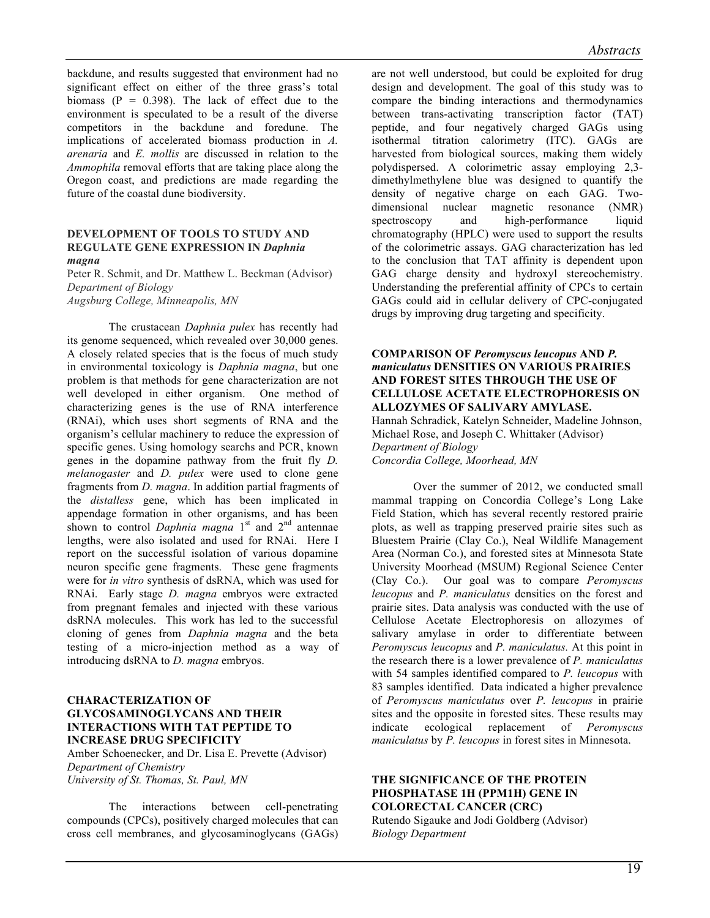backdune, and results suggested that environment had no significant effect on either of the three grass's total biomass ($P = 0.398$). The lack of effect due to the environment is speculated to be a result of the diverse competitors in the backdune and foredune. The implications of accelerated biomass production in *A. arenaria* and *E. mollis* are discussed in relation to the *Ammophila* removal efforts that are taking place along the Oregon coast, and predictions are made regarding the future of the coastal dune biodiversity.

### DEVELOPMENT OF TOOLS TO STUDY AND REGULATE GENE EXPRESSION IN *Daphnia magna*

Peter R. Schmit, and Dr. Matthew L. Beckman (Advisor)
*Department of Biology*
*Augsburg College, Minneapolis, MN*

The crustacean *Daphnia pulex* has recently had its genome sequenced, which revealed over 30,000 genes. A closely related species that is the focus of much study in environmental toxicology is *Daphnia magna*, but one problem is that methods for gene characterization are not well developed in either organism. One method of characterizing genes is the use of RNA interference (RNAi), which uses short segments of RNA and the organism's cellular machinery to reduce the expression of specific genes. Using homology searchs and PCR, known genes in the dopamine pathway from the fruit fly *D. melanogaster* and *D. pulex* were used to clone gene fragments from *D. magna*. In addition partial fragments of the *distalless* gene, which has been implicated in appendage formation in other organisms, and has been shown to control *Daphnia magna* 1st and 2nd antennae lengths, were also isolated and used for RNAi. Here I report on the successful isolation of various dopamine neuron specific gene fragments. These gene fragments were for *in vitro* synthesis of dsRNA, which was used for RNAi. Early stage *D. magna* embryos were extracted from pregnant females and injected with these various dsRNA molecules. This work has led to the successful cloning of genes from *Daphnia magna* and the beta testing of a micro-injection method as a way of introducing dsRNA to *D. magna* embryos.

### CHARACTERIZATION OF GLYCOSAMINOGLYCANS AND THEIR INTERACTIONS WITH TAT PEPTIDE TO INCREASE DRUG SPECIFICITY

Amber Schoenecker, and Dr. Lisa E. Prevette (Advisor)
*Department of Chemistry*
*University of St. Thomas, St. Paul, MN*

The interactions between cell-penetrating compounds (CPCs), positively charged molecules that can cross cell membranes, and glycosaminoglycans (GAGs) are not well understood, but could be exploited for drug design and development. The goal of this study was to compare the binding interactions and thermodynamics between trans-activating transcription factor (TAT) peptide, and four negatively charged GAGs using isothermal titration calorimetry (ITC). GAGs are harvested from biological sources, making them widely polydispersed. A colorimetric assay employing 2,3-dimethylmethylene blue was designed to quantify the density of negative charge on each GAG. Two-dimensional nuclear magnetic resonance (NMR) spectroscopy and high-performance liquid chromatography (HPLC) were used to support the results of the colorimetric assays. GAG characterization has led to the conclusion that TAT affinity is dependent upon GAG charge density and hydroxyl stereochemistry. Understanding the preferential affinity of CPCs to certain GAGs could aid in cellular delivery of CPC-conjugated drugs by improving drug targeting and specificity.

### COMPARISON OF *Peromyscus leucopus* AND *P. maniculatus* DENSITIES ON VARIOUS PRAIRIES AND FOREST SITES THROUGH THE USE OF CELLULOSE ACETATE ELECTROPHORESIS ON ALLOZYMES OF SALIVARY AMYLASE.

Hannah Schradick, Katelyn Schneider, Madeline Johnson, Michael Rose, and Joseph C. Whittaker (Advisor)
*Department of Biology*
*Concordia College, Moorhead, MN*

Over the summer of 2012, we conducted small mammal trapping on Concordia College's Long Lake Field Station, which has several recently restored prairie plots, as well as trapping preserved prairie sites such as Bluestem Prairie (Clay Co.), Neal Wildlife Management Area (Norman Co.), and forested sites at Minnesota State University Moorhead (MSUM) Regional Science Center (Clay Co.). Our goal was to compare *Peromyscus leucopus* and *P. maniculatus* densities on the forest and prairie sites. Data analysis was conducted with the use of Cellulose Acetate Electrophoresis on allozymes of salivary amylase in order to differentiate between *Peromyscus leucopus* and *P. maniculatus.* At this point in the research there is a lower prevalence of *P. maniculatus* with 54 samples identified compared to *P. leucopus* with 83 samples identified. Data indicated a higher prevalence of *Peromyscus maniculatus* over *P. leucopus* in prairie sites and the opposite in forested sites. These results may indicate ecological replacement of *Peromyscus maniculatus* by *P. leucopus* in forest sites in Minnesota.

### THE SIGNIFICANCE OF THE PROTEIN PHOSPHATASE 1H (PPM1H) GENE IN COLORECTAL CANCER (CRC)

Rutendo Sigauke and Jodi Goldberg (Advisor)
*Biology Department*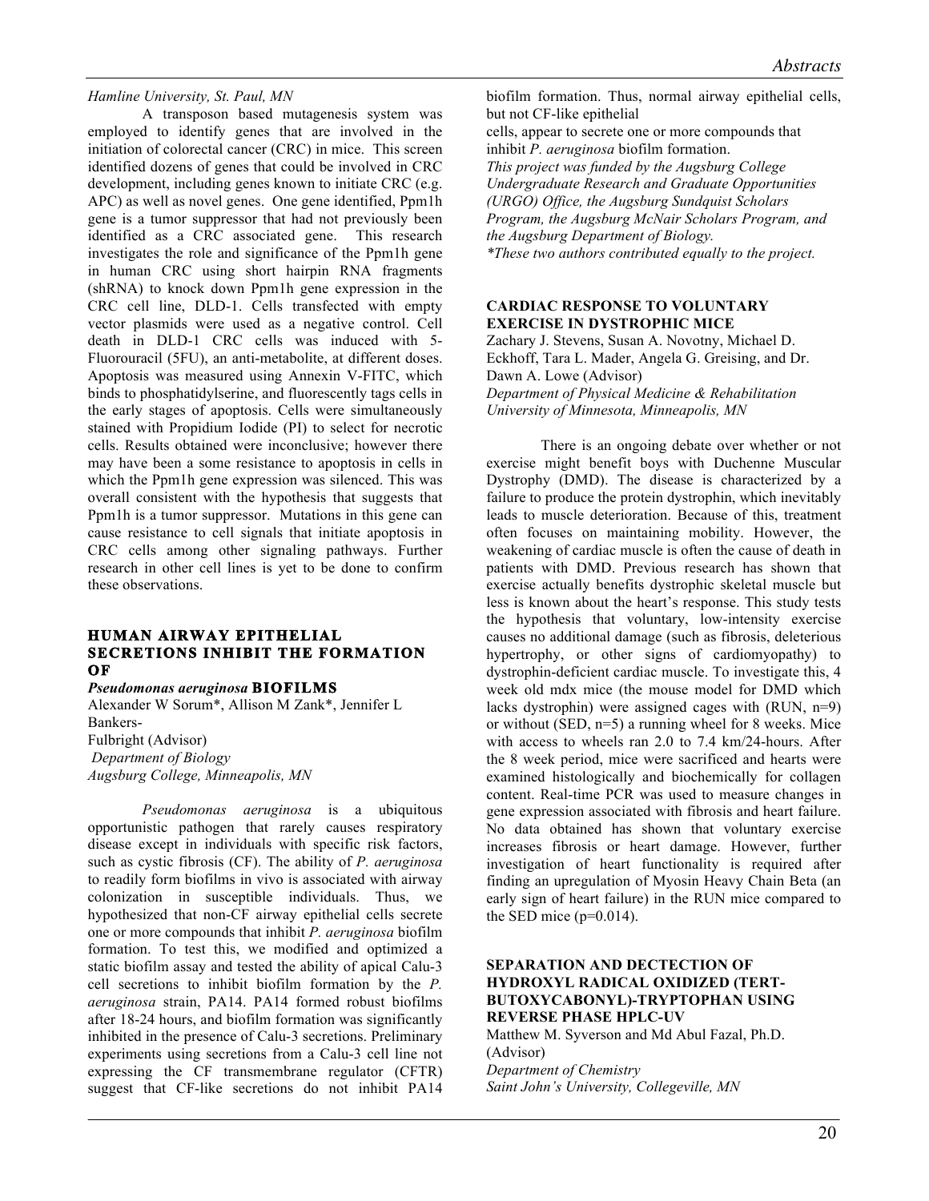*Hamline University, St. Paul, MN*

A transposon based mutagenesis system was employed to identify genes that are involved in the initiation of colorectal cancer (CRC) in mice. This screen identified dozens of genes that could be involved in CRC development, including genes known to initiate CRC (e.g. APC) as well as novel genes. One gene identified, Ppm1h gene is a tumor suppressor that had not previously been identified as a CRC associated gene. This research investigates the role and significance of the Ppm1h gene in human CRC using short hairpin RNA fragments (shRNA) to knock down Ppm1h gene expression in the CRC cell line, DLD-1. Cells transfected with empty vector plasmids were used as a negative control. Cell death in DLD-1 CRC cells was induced with 5-Fluorouracil (5FU), an anti-metabolite, at different doses. Apoptosis was measured using Annexin V-FITC, which binds to phosphatidylserine, and fluorescently tags cells in the early stages of apoptosis. Cells were simultaneously stained with Propidium Iodide (PI) to select for necrotic cells. Results obtained were inconclusive; however there may have been a some resistance to apoptosis in cells in which the Ppm1h gene expression was silenced. This was overall consistent with the hypothesis that suggests that Ppm1h is a tumor suppressor. Mutations in this gene can cause resistance to cell signals that initiate apoptosis in CRC cells among other signaling pathways. Further research in other cell lines is yet to be done to confirm these observations.

### HUMAN AIRWAY EPITHELIAL SECRETIONS INHIBIT THE FORMATION OF *Pseudomonas aeruginosa* BIOFILMS

Alexander W Sorum*, Allison M Zank*, Jennifer L Bankers-Fulbright (Advisor)
*Department of Biology*
*Augsburg College, Minneapolis, MN*

*Pseudomonas aeruginosa* is a ubiquitous opportunistic pathogen that rarely causes respiratory disease except in individuals with specific risk factors, such as cystic fibrosis (CF). The ability of *P. aeruginosa* to readily form biofilms in vivo is associated with airway colonization in susceptible individuals. Thus, we hypothesized that non-CF airway epithelial cells secrete one or more compounds that inhibit *P. aeruginosa* biofilm formation. To test this, we modified and optimized a static biofilm assay and tested the ability of apical Calu-3 cell secretions to inhibit biofilm formation by the *P. aeruginosa* strain, PA14. PA14 formed robust biofilms after 18-24 hours, and biofilm formation was significantly inhibited in the presence of Calu-3 secretions. Preliminary experiments using secretions from a Calu-3 cell line not expressing the CF transmembrane regulator (CFTR) suggest that CF-like secretions do not inhibit PA14 biofilm formation. Thus, normal airway epithelial cells, but not CF-like epithelial cells, appear to secrete one or more compounds that inhibit *P. aeruginosa* biofilm formation.

*This project was funded by the Augsburg College Undergraduate Research and Graduate Opportunities (URGO) Office, the Augsburg Sundquist Scholars Program, the Augsburg McNair Scholars Program, and the Augsburg Department of Biology.*
*\*These two authors contributed equally to the project.*

### CARDIAC RESPONSE TO VOLUNTARY EXERCISE IN DYSTROPHIC MICE

Zachary J. Stevens, Susan A. Novotny, Michael D. Eckhoff, Tara L. Mader, Angela G. Greising, and Dr. Dawn A. Lowe (Advisor)
*Department of Physical Medicine & Rehabilitation*
*University of Minnesota, Minneapolis, MN*

There is an ongoing debate over whether or not exercise might benefit boys with Duchenne Muscular Dystrophy (DMD). The disease is characterized by a failure to produce the protein dystrophin, which inevitably leads to muscle deterioration. Because of this, treatment often focuses on maintaining mobility. However, the weakening of cardiac muscle is often the cause of death in patients with DMD. Previous research has shown that exercise actually benefits dystrophic skeletal muscle but less is known about the heart's response. This study tests the hypothesis that voluntary, low-intensity exercise causes no additional damage (such as fibrosis, deleterious hypertrophy, or other signs of cardiomyopathy) to dystrophin-deficient cardiac muscle. To investigate this, 4 week old mdx mice (the mouse model for DMD which lacks dystrophin) were assigned cages with (RUN, n=9) or without (SED, n=5) a running wheel for 8 weeks. Mice with access to wheels ran 2.0 to 7.4 km/24-hours. After the 8 week period, mice were sacrificed and hearts were examined histologically and biochemically for collagen content. Real-time PCR was used to measure changes in gene expression associated with fibrosis and heart failure. No data obtained has shown that voluntary exercise increases fibrosis or heart damage. However, further investigation of heart functionality is required after finding an upregulation of Myosin Heavy Chain Beta (an early sign of heart failure) in the RUN mice compared to the SED mice (p=0.014).

### SEPARATION AND DECTECTION OF HYDROXYL RADICAL OXIDIZED (TERT-BUTOXYCABONYL)-TRYPTOPHAN USING REVERSE PHASE HPLC-UV

Matthew M. Syverson and Md Abul Fazal, Ph.D. (Advisor)
*Department of Chemistry*
*Saint John's University, Collegeville, MN*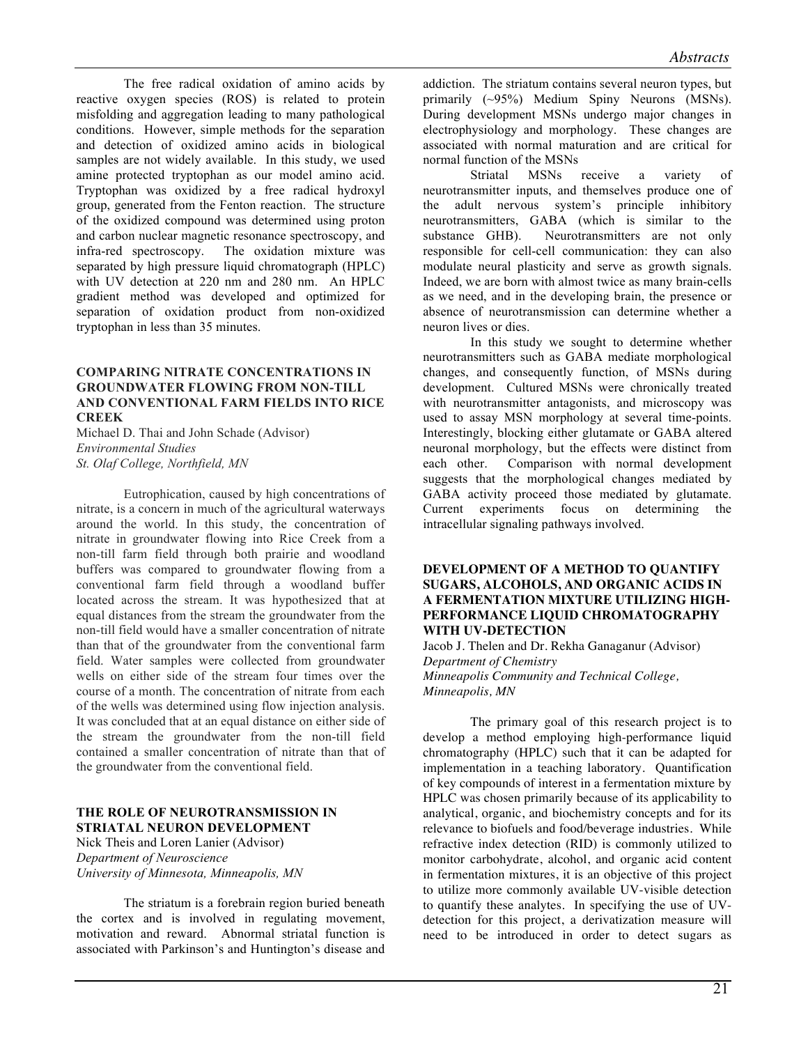The free radical oxidation of amino acids by reactive oxygen species (ROS) is related to protein misfolding and aggregation leading to many pathological conditions. However, simple methods for the separation and detection of oxidized amino acids in biological samples are not widely available. In this study, we used amine protected tryptophan as our model amino acid. Tryptophan was oxidized by a free radical hydroxyl group, generated from the Fenton reaction. The structure of the oxidized compound was determined using proton and carbon nuclear magnetic resonance spectroscopy, and infra-red spectroscopy. The oxidation mixture was separated by high pressure liquid chromatograph (HPLC) with UV detection at 220 nm and 280 nm. An HPLC gradient method was developed and optimized for separation of oxidation product from non-oxidized tryptophan in less than 35 minutes.

### COMPARING NITRATE CONCENTRATIONS IN GROUNDWATER FLOWING FROM NON-TILL AND CONVENTIONAL FARM FIELDS INTO RICE CREEK

Michael D. Thai and John Schade (Advisor)
*Environmental Studies*
*St. Olaf College, Northfield, MN*

Eutrophication, caused by high concentrations of nitrate, is a concern in much of the agricultural waterways around the world. In this study, the concentration of nitrate in groundwater flowing into Rice Creek from a non-till farm field through both prairie and woodland buffers was compared to groundwater flowing from a conventional farm field through a woodland buffer located across the stream. It was hypothesized that at equal distances from the stream the groundwater from the non-till field would have a smaller concentration of nitrate than that of the groundwater from the conventional farm field. Water samples were collected from groundwater wells on either side of the stream four times over the course of a month. The concentration of nitrate from each of the wells was determined using flow injection analysis. It was concluded that at an equal distance on either side of the stream the groundwater from the non-till field contained a smaller concentration of nitrate than that of the groundwater from the conventional field.

### THE ROLE OF NEUROTRANSMISSION IN STRIATAL NEURON DEVELOPMENT

Nick Theis and Loren Lanier (Advisor)
*Department of Neuroscience*
*University of Minnesota, Minneapolis, MN*

The striatum is a forebrain region buried beneath the cortex and is involved in regulating movement, motivation and reward. Abnormal striatal function is associated with Parkinson's and Huntington's disease and addiction. The striatum contains several neuron types, but primarily (~95%) Medium Spiny Neurons (MSNs). During development MSNs undergo major changes in electrophysiology and morphology. These changes are associated with normal maturation and are critical for normal function of the MSNs

Striatal MSNs receive a variety of neurotransmitter inputs, and themselves produce one of the adult nervous system's principle inhibitory neurotransmitters, GABA (which is similar to the substance GHB). Neurotransmitters are not only responsible for cell-cell communication: they can also modulate neural plasticity and serve as growth signals. Indeed, we are born with almost twice as many brain-cells as we need, and in the developing brain, the presence or absence of neurotransmission can determine whether a neuron lives or dies.

In this study we sought to determine whether neurotransmitters such as GABA mediate morphological changes, and consequently function, of MSNs during development. Cultured MSNs were chronically treated with neurotransmitter antagonists, and microscopy was used to assay MSN morphology at several time-points. Interestingly, blocking either glutamate or GABA altered neuronal morphology, but the effects were distinct from each other. Comparison with normal development suggests that the morphological changes mediated by GABA activity proceed those mediated by glutamate. Current experiments focus on determining the intracellular signaling pathways involved.

### DEVELOPMENT OF A METHOD TO QUANTIFY SUGARS, ALCOHOLS, AND ORGANIC ACIDS IN A FERMENTATION MIXTURE UTILIZING HIGH-PERFORMANCE LIQUID CHROMATOGRAPHY WITH UV-DETECTION

Jacob J. Thelen and Dr. Rekha Ganaganur (Advisor)
*Department of Chemistry*
*Minneapolis Community and Technical College, Minneapolis, MN*

The primary goal of this research project is to develop a method employing high-performance liquid chromatography (HPLC) such that it can be adapted for implementation in a teaching laboratory. Quantification of key compounds of interest in a fermentation mixture by HPLC was chosen primarily because of its applicability to analytical, organic, and biochemistry concepts and for its relevance to biofuels and food/beverage industries. While refractive index detection (RID) is commonly utilized to monitor carbohydrate, alcohol, and organic acid content in fermentation mixtures, it is an objective of this project to utilize more commonly available UV-visible detection to quantify these analytes. In specifying the use of UV-detection for this project, a derivatization measure will need to be introduced in order to detect sugars as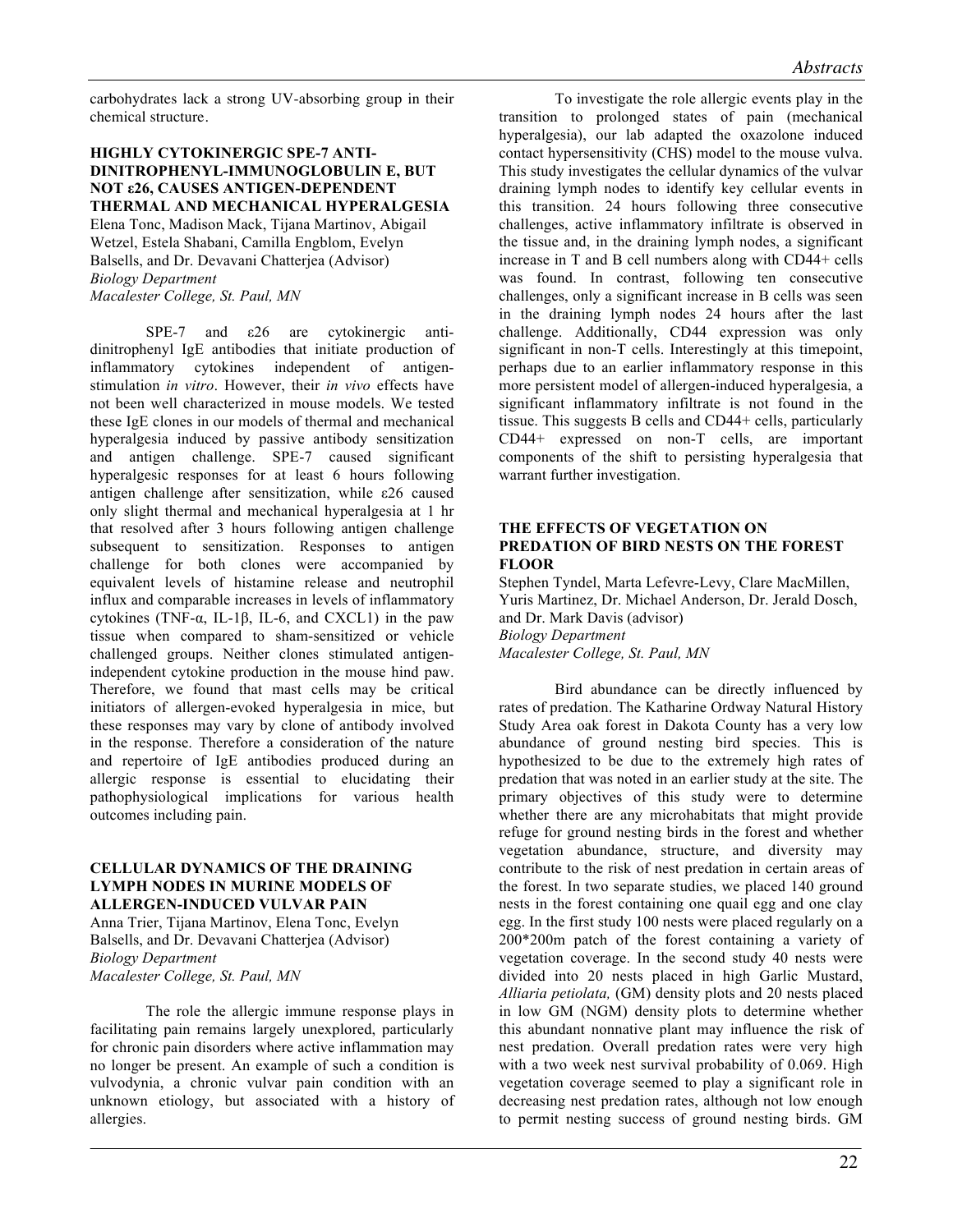carbohydrates lack a strong UV-absorbing group in their chemical structure.

### HIGHLY CYTOKINERGIC SPE-7 ANTI-DINITROPHENYL-IMMUNOGLOBULIN E, BUT NOT ε26, CAUSES ANTIGEN-DEPENDENT THERMAL AND MECHANICAL HYPERALGESIA

Elena Tonc, Madison Mack, Tijana Martinov, Abigail Wetzel, Estela Shabani, Camilla Engblom, Evelyn Balsells, and Dr. Devavani Chatterjea (Advisor)
*Biology Department*
*Macalester College, St. Paul, MN*

SPE-7 and ε26 are cytokinergic anti-dinitrophenyl IgE antibodies that initiate production of inflammatory cytokines independent of antigen-stimulation *in vitro*. However, their *in vivo* effects have not been well characterized in mouse models. We tested these IgE clones in our models of thermal and mechanical hyperalgesia induced by passive antibody sensitization and antigen challenge. SPE-7 caused significant hyperalgesic responses for at least 6 hours following antigen challenge after sensitization, while ε26 caused only slight thermal and mechanical hyperalgesia at 1 hr that resolved after 3 hours following antigen challenge subsequent to sensitization. Responses to antigen challenge for both clones were accompanied by equivalent levels of histamine release and neutrophil influx and comparable increases in levels of inflammatory cytokines (TNF-α, IL-1β, IL-6, and CXCL1) in the paw tissue when compared to sham-sensitized or vehicle challenged groups. Neither clones stimulated antigen-independent cytokine production in the mouse hind paw. Therefore, we found that mast cells may be critical initiators of allergen-evoked hyperalgesia in mice, but these responses may vary by clone of antibody involved in the response. Therefore a consideration of the nature and repertoire of IgE antibodies produced during an allergic response is essential to elucidating their pathophysiological implications for various health outcomes including pain.

### CELLULAR DYNAMICS OF THE DRAINING LYMPH NODES IN MURINE MODELS OF ALLERGEN-INDUCED VULVAR PAIN

Anna Trier, Tijana Martinov, Elena Tonc, Evelyn Balsells, and Dr. Devavani Chatterjea (Advisor)
*Biology Department*
*Macalester College, St. Paul, MN*

The role the allergic immune response plays in facilitating pain remains largely unexplored, particularly for chronic pain disorders where active inflammation may no longer be present. An example of such a condition is vulvodynia, a chronic vulvar pain condition with an unknown etiology, but associated with a history of allergies.

To investigate the role allergic events play in the transition to prolonged states of pain (mechanical hyperalgesia), our lab adapted the oxazolone induced contact hypersensitivity (CHS) model to the mouse vulva. This study investigates the cellular dynamics of the vulvar draining lymph nodes to identify key cellular events in this transition. 24 hours following three consecutive challenges, active inflammatory infiltrate is observed in the tissue and, in the draining lymph nodes, a significant increase in T and B cell numbers along with CD44+ cells was found. In contrast, following ten consecutive challenges, only a significant increase in B cells was seen in the draining lymph nodes 24 hours after the last challenge. Additionally, CD44 expression was only significant in non-T cells. Interestingly at this timepoint, perhaps due to an earlier inflammatory response in this more persistent model of allergen-induced hyperalgesia, a significant inflammatory infiltrate is not found in the tissue. This suggests B cells and CD44+ cells, particularly CD44+ expressed on non-T cells, are important components of the shift to persisting hyperalgesia that warrant further investigation.

### THE EFFECTS OF VEGETATION ON PREDATION OF BIRD NESTS ON THE FOREST FLOOR

Stephen Tyndel, Marta Lefevre-Levy, Clare MacMillen, Yuris Martinez, Dr. Michael Anderson, Dr. Jerald Dosch, and Dr. Mark Davis (advisor)
*Biology Department*
*Macalester College, St. Paul, MN*

Bird abundance can be directly influenced by rates of predation. The Katharine Ordway Natural History Study Area oak forest in Dakota County has a very low abundance of ground nesting bird species. This is hypothesized to be due to the extremely high rates of predation that was noted in an earlier study at the site. The primary objectives of this study were to determine whether there are any microhabitats that might provide refuge for ground nesting birds in the forest and whether vegetation abundance, structure, and diversity may contribute to the risk of nest predation in certain areas of the forest. In two separate studies, we placed 140 ground nests in the forest containing one quail egg and one clay egg. In the first study 100 nests were placed regularly on a 200*200m patch of the forest containing a variety of vegetation coverage. In the second study 40 nests were divided into 20 nests placed in high Garlic Mustard, *Alliaria petiolata,* (GM) density plots and 20 nests placed in low GM (NGM) density plots to determine whether this abundant nonnative plant may influence the risk of nest predation. Overall predation rates were very high with a two week nest survival probability of 0.069. High vegetation coverage seemed to play a significant role in decreasing nest predation rates, although not low enough to permit nesting success of ground nesting birds. GM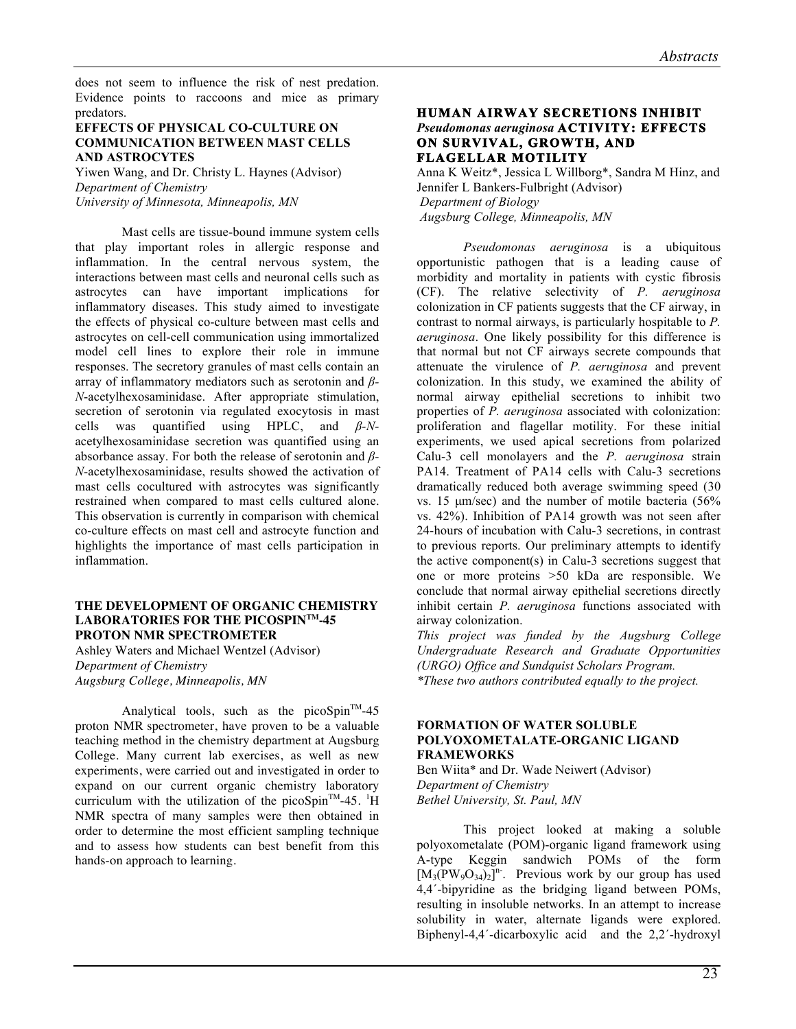does not seem to influence the risk of nest predation. Evidence points to raccoons and mice as primary predators.

### EFFECTS OF PHYSICAL CO-CULTURE ON COMMUNICATION BETWEEN MAST CELLS AND ASTROCYTES

Yiwen Wang, and Dr. Christy L. Haynes (Advisor)
*Department of Chemistry*
*University of Minnesota, Minneapolis, MN*

Mast cells are tissue-bound immune system cells that play important roles in allergic response and inflammation. In the central nervous system, the interactions between mast cells and neuronal cells such as astrocytes can have important implications for inflammatory diseases. This study aimed to investigate the effects of physical co-culture between mast cells and astrocytes on cell-cell communication using immortalized model cell lines to explore their role in immune responses. The secretory granules of mast cells contain an array of inflammatory mediators such as serotonin and *β-N*-acetylhexosaminidase. After appropriate stimulation, secretion of serotonin via regulated exocytosis in mast cells was quantified using HPLC, and *β-N*-acetylhexosaminidase secretion was quantified using an absorbance assay. For both the release of serotonin and *β-N*-acetylhexosaminidase, results showed the activation of mast cells cocultured with astrocytes was significantly restrained when compared to mast cells cultured alone. This observation is currently in comparison with chemical co-culture effects on mast cell and astrocyte function and highlights the importance of mast cells participation in inflammation.

### THE DEVELOPMENT OF ORGANIC CHEMISTRY LABORATORIES FOR THE PICOSPIN™-45 PROTON NMR SPECTROMETER

Ashley Waters and Michael Wentzel (Advisor)
*Department of Chemistry*
*Augsburg College, Minneapolis, MN*

Analytical tools, such as the picoSpin™-45 proton NMR spectrometer, have proven to be a valuable teaching method in the chemistry department at Augsburg College. Many current lab exercises, as well as new experiments, were carried out and investigated in order to expand on our current organic chemistry laboratory curriculum with the utilization of the picoSpin™-45. $^{1}$H NMR spectra of many samples were then obtained in order to determine the most efficient sampling technique and to assess how students can best benefit from this hands-on approach to learning.

### HUMAN AIRWAY SECRETIONS INHIBIT *Pseudomonas aeruginosa* ACTIVITY: EFFECTS ON SURVIVAL, GROWTH, AND FLAGELLAR MOTILITY

Anna K Weitz*, Jessica L Willborg*, Sandra M Hinz, and Jennifer L Bankers-Fulbright (Advisor)
*Department of Biology*
*Augsburg College, Minneapolis, MN*

*Pseudomonas aeruginosa* is a ubiquitous opportunistic pathogen that is a leading cause of morbidity and mortality in patients with cystic fibrosis (CF). The relative selectivity of *P. aeruginosa* colonization in CF patients suggests that the CF airway, in contrast to normal airways, is particularly hospitable to *P. aeruginosa*. One likely possibility for this difference is that normal but not CF airways secrete compounds that attenuate the virulence of *P. aeruginosa* and prevent colonization. In this study, we examined the ability of normal airway epithelial secretions to inhibit two properties of *P. aeruginosa* associated with colonization: proliferation and flagellar motility. For these initial experiments, we used apical secretions from polarized Calu-3 cell monolayers and the *P. aeruginosa* strain PA14. Treatment of PA14 cells with Calu-3 secretions dramatically reduced both average swimming speed (30 vs. 15 μm/sec) and the number of motile bacteria (56% vs. 42%). Inhibition of PA14 growth was not seen after 24-hours of incubation with Calu-3 secretions, in contrast to previous reports. Our preliminary attempts to identify the active component(s) in Calu-3 secretions suggest that one or more proteins >50 kDa are responsible. We conclude that normal airway epithelial secretions directly inhibit certain *P. aeruginosa* functions associated with airway colonization.

*This project was funded by the Augsburg College Undergraduate Research and Graduate Opportunities (URGO) Office and Sundquist Scholars Program.*
**These two authors contributed equally to the project.*

### FORMATION OF WATER SOLUBLE POLYOXOMETALATE-ORGANIC LIGAND FRAMEWORKS

Ben Wiita* and Dr. Wade Neiwert (Advisor)
*Department of Chemistry*
*Bethel University, St. Paul, MN*

This project looked at making a soluble polyoxometalate (POM)-organic ligand framework using A-type Keggin sandwich POMs of the form $[M_3(PW_9O_{34})_2]^{n-}$. Previous work by our group has used 4,4´-bipyridine as the bridging ligand between POMs, resulting in insoluble networks. In an attempt to increase solubility in water, alternate ligands were explored. Biphenyl-4,4´-dicarboxylic acid and the 2,2´-hydroxyl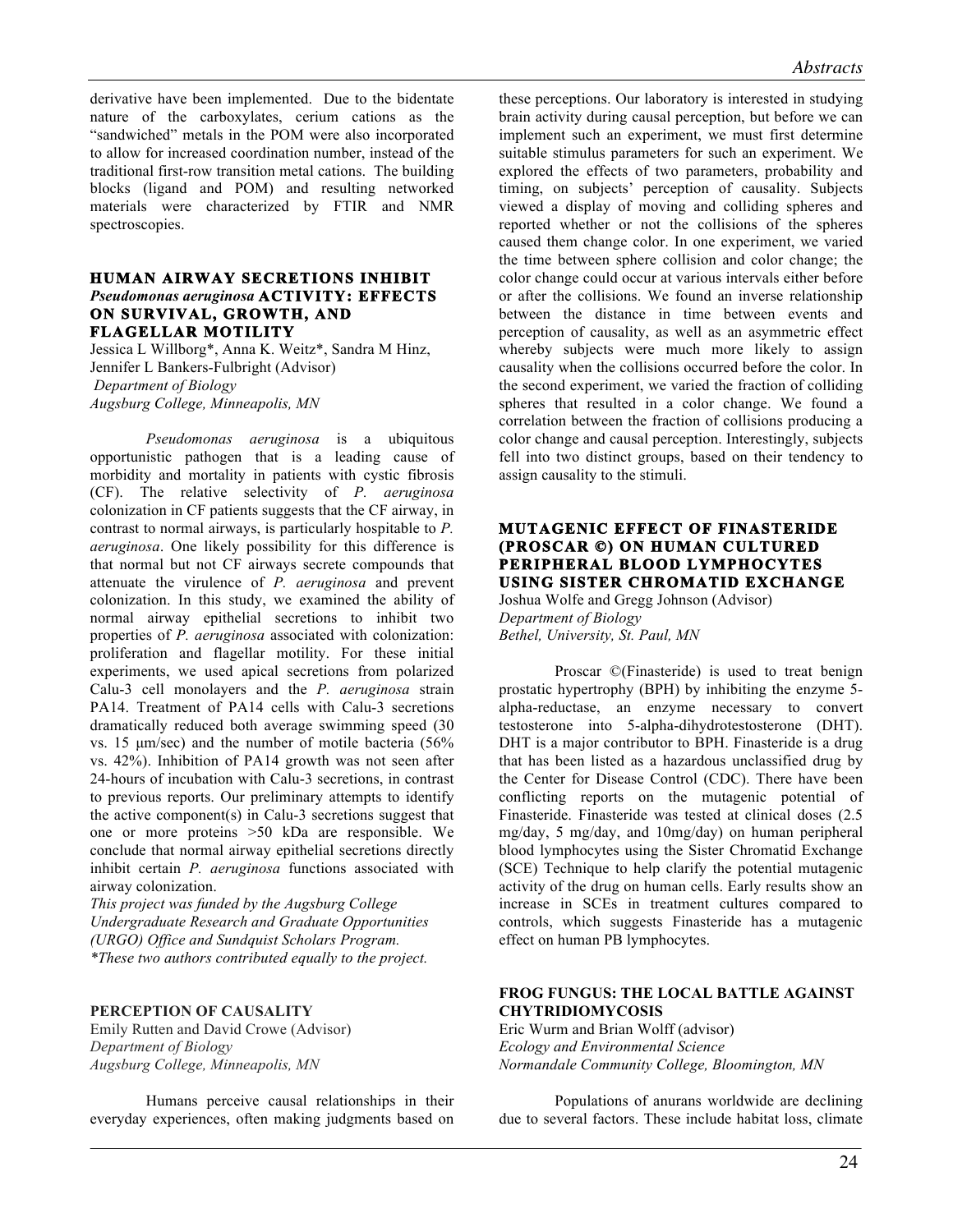derivative have been implemented. Due to the bidentate nature of the carboxylates, cerium cations as the "sandwiched" metals in the POM were also incorporated to allow for increased coordination number, instead of the traditional first-row transition metal cations. The building blocks (ligand and POM) and resulting networked materials were characterized by FTIR and NMR spectroscopies.

### HUMAN AIRWAY SECRETIONS INHIBIT *Pseudomonas aeruginosa* ACTIVITY: EFFECTS ON SURVIVAL, GROWTH, AND FLAGELLAR MOTILITY

Jessica L Willborg*, Anna K. Weitz*, Sandra M Hinz, Jennifer L Bankers-Fulbright (Advisor)
*Department of Biology*
*Augsburg College, Minneapolis, MN*

*Pseudomonas aeruginosa* is a ubiquitous opportunistic pathogen that is a leading cause of morbidity and mortality in patients with cystic fibrosis (CF). The relative selectivity of *P. aeruginosa* colonization in CF patients suggests that the CF airway, in contrast to normal airways, is particularly hospitable to *P. aeruginosa*. One likely possibility for this difference is that normal but not CF airways secrete compounds that attenuate the virulence of *P. aeruginosa* and prevent colonization. In this study, we examined the ability of normal airway epithelial secretions to inhibit two properties of *P. aeruginosa* associated with colonization: proliferation and flagellar motility. For these initial experiments, we used apical secretions from polarized Calu-3 cell monolayers and the *P. aeruginosa* strain PA14. Treatment of PA14 cells with Calu-3 secretions dramatically reduced both average swimming speed (30 vs. 15 μm/sec) and the number of motile bacteria (56% vs. 42%). Inhibition of PA14 growth was not seen after 24-hours of incubation with Calu-3 secretions, in contrast to previous reports. Our preliminary attempts to identify the active component(s) in Calu-3 secretions suggest that one or more proteins >50 kDa are responsible. We conclude that normal airway epithelial secretions directly inhibit certain *P. aeruginosa* functions associated with airway colonization.

*This project was funded by the Augsburg College Undergraduate Research and Graduate Opportunities (URGO) Office and Sundquist Scholars Program.*
**These two authors contributed equally to the project.*

### PERCEPTION OF CAUSALITY

Emily Rutten and David Crowe (Advisor)
*Department of Biology*
*Augsburg College, Minneapolis, MN*

Humans perceive causal relationships in their everyday experiences, often making judgments based on these perceptions. Our laboratory is interested in studying brain activity during causal perception, but before we can implement such an experiment, we must first determine suitable stimulus parameters for such an experiment. We explored the effects of two parameters, probability and timing, on subjects' perception of causality. Subjects viewed a display of moving and colliding spheres and reported whether or not the collisions of the spheres caused them change color. In one experiment, we varied the time between sphere collision and color change; the color change could occur at various intervals either before or after the collisions. We found an inverse relationship between the distance in time between events and perception of causality, as well as an asymmetric effect whereby subjects were much more likely to assign causality when the collisions occurred before the color. In the second experiment, we varied the fraction of colliding spheres that resulted in a color change. We found a correlation between the fraction of collisions producing a color change and causal perception. Interestingly, subjects fell into two distinct groups, based on their tendency to assign causality to the stimuli.

### MUTAGENIC EFFECT OF FINASTERIDE (PROSCAR ©) ON HUMAN CULTURED PERIPHERAL BLOOD LYMPHOCYTES USING SISTER CHROMATID EXCHANGE

Joshua Wolfe and Gregg Johnson (Advisor)
*Department of Biology*
*Bethel, University, St. Paul, MN*

Proscar ©(Finasteride) is used to treat benign prostatic hypertrophy (BPH) by inhibiting the enzyme 5-alpha-reductase, an enzyme necessary to convert testosterone into 5-alpha-dihydrotestosterone (DHT). DHT is a major contributor to BPH. Finasteride is a drug that has been listed as a hazardous unclassified drug by the Center for Disease Control (CDC). There have been conflicting reports on the mutagenic potential of Finasteride. Finasteride was tested at clinical doses (2.5 mg/day, 5 mg/day, and 10mg/day) on human peripheral blood lymphocytes using the Sister Chromatid Exchange (SCE) Technique to help clarify the potential mutagenic activity of the drug on human cells. Early results show an increase in SCEs in treatment cultures compared to controls, which suggests Finasteride has a mutagenic effect on human PB lymphocytes.

### FROG FUNGUS: THE LOCAL BATTLE AGAINST CHYTRIDIOMYCOSIS

Eric Wurm and Brian Wolff (advisor)
*Ecology and Environmental Science*
*Normandale Community College, Bloomington, MN*

Populations of anurans worldwide are declining due to several factors. These include habitat loss, climate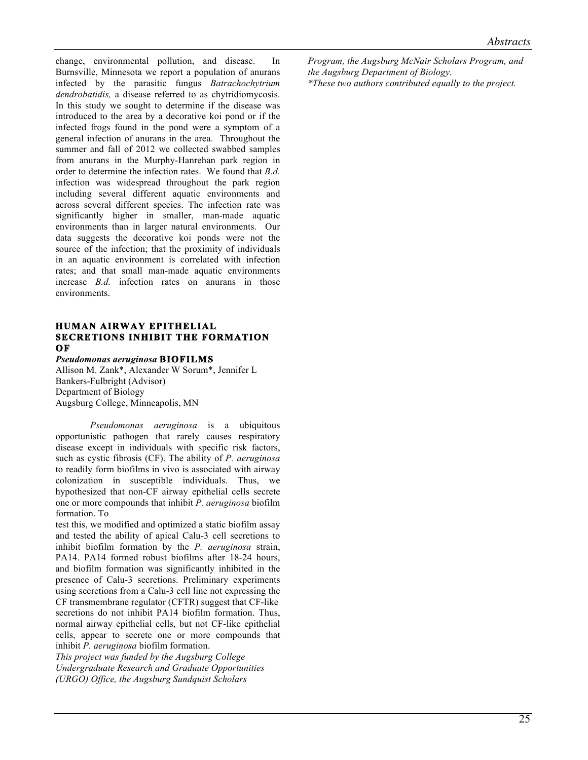change, environmental pollution, and disease. In Burnsville, Minnesota we report a population of anurans infected by the parasitic fungus *Batrachochytrium dendrobatidis,* a disease referred to as chytridiomycosis. In this study we sought to determine if the disease was introduced to the area by a decorative koi pond or if the infected frogs found in the pond were a symptom of a general infection of anurans in the area. Throughout the summer and fall of 2012 we collected swabbed samples from anurans in the Murphy-Hanrehan park region in order to determine the infection rates. We found that *B.d.* infection was widespread throughout the park region including several different aquatic environments and across several different species. The infection rate was significantly higher in smaller, man-made aquatic environments than in larger natural environments. Our data suggests the decorative koi ponds were not the source of the infection; that the proximity of individuals in an aquatic environment is correlated with infection rates; and that small man-made aquatic environments increase *B.d.* infection rates on anurans in those environments.

### HUMAN AIRWAY EPITHELIAL SECRETIONS INHIBIT THE FORMATION OF *Pseudomonas aeruginosa* BIOFILMS

Allison M. Zank*, Alexander W Sorum*, Jennifer L Bankers-Fulbright (Advisor)
Department of Biology
Augsburg College, Minneapolis, MN

*Pseudomonas aeruginosa* is a ubiquitous opportunistic pathogen that rarely causes respiratory disease except in individuals with specific risk factors, such as cystic fibrosis (CF). The ability of *P. aeruginosa* to readily form biofilms in vivo is associated with airway colonization in susceptible individuals. Thus, we hypothesized that non-CF airway epithelial cells secrete one or more compounds that inhibit *P. aeruginosa* biofilm formation. To test this, we modified and optimized a static biofilm assay and tested the ability of apical Calu-3 cell secretions to inhibit biofilm formation by the *P. aeruginosa* strain, PA14. PA14 formed robust biofilms after 18-24 hours, and biofilm formation was significantly inhibited in the presence of Calu-3 secretions. Preliminary experiments using secretions from a Calu-3 cell line not expressing the CF transmembrane regulator (CFTR) suggest that CF-like secretions do not inhibit PA14 biofilm formation. Thus, normal airway epithelial cells, but not CF-like epithelial cells, appear to secrete one or more compounds that inhibit *P. aeruginosa* biofilm formation.

*This project was funded by the Augsburg College Undergraduate Research and Graduate Opportunities (URGO) Office, the Augsburg Sundquist Scholars Program, the Augsburg McNair Scholars Program, and the Augsburg Department of Biology.*

**These two authors contributed equally to the project.*